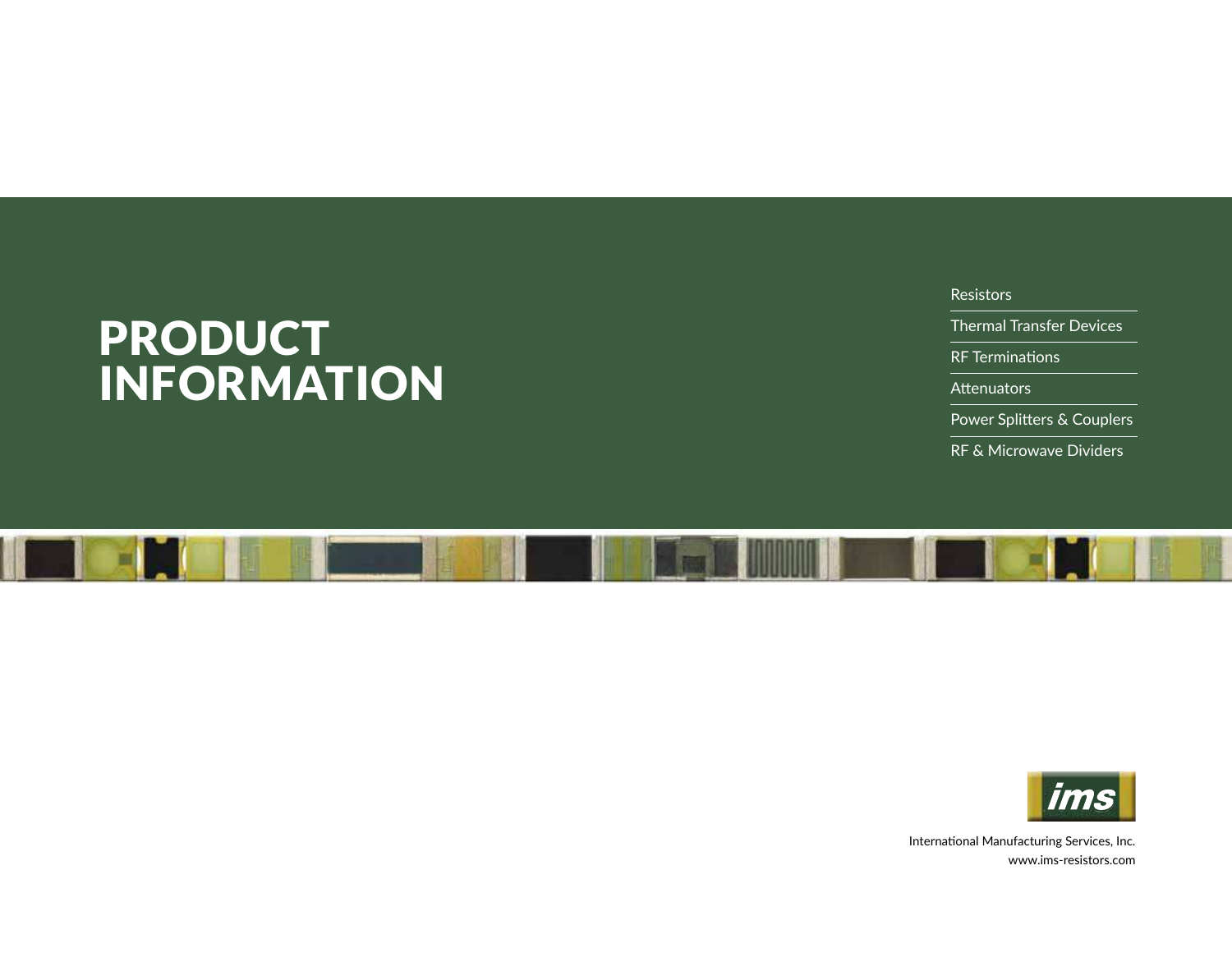# PRODUCT INFORMATION

- Resistors
- Thermal Transfer Devices
- RF Terminations
- Attenuators
- Power Splitters & Couplers
- RF & Microwave Dividers

ims

International Manufacturing Services, Inc.
www.ims-resistors.com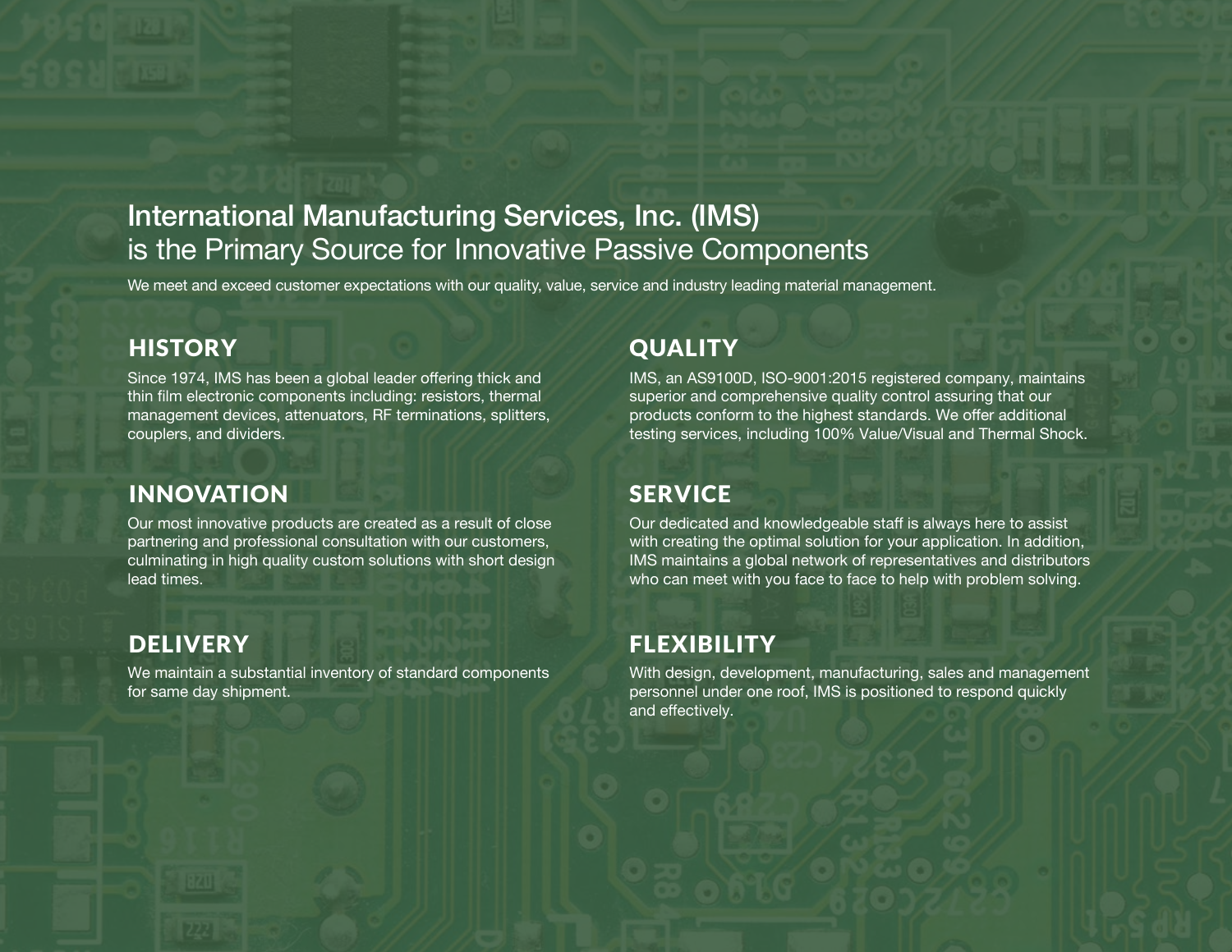# International Manufacturing Services, Inc. (IMS) is the Primary Source for Innovative Passive Components

We meet and exceed customer expectations with our quality, value, service and industry leading material management.

## HISTORY

Since 1974, IMS has been a global leader offering thick and thin film electronic components including: resistors, thermal management devices, attenuators, RF terminations, splitters, couplers, and dividers.

## INNOVATION

Our most innovative products are created as a result of close partnering and professional consultation with our customers, culminating in high quality custom solutions with short design lead times.

## DELIVERY

We maintain a substantial inventory of standard components for same day shipment.

## QUALITY

IMS, an AS9100D, ISO-9001:2015 registered company, maintains superior and comprehensive quality control assuring that our products conform to the highest standards. We offer additional testing services, including 100% Value/Visual and Thermal Shock.

## SERVICE

Our dedicated and knowledgeable staff is always here to assist with creating the optimal solution for your application. In addition, IMS maintains a global network of representatives and distributors who can meet with you face to face to help with problem solving.

## FLEXIBILITY

With design, development, manufacturing, sales and management personnel under one roof, IMS is positioned to respond quickly and effectively.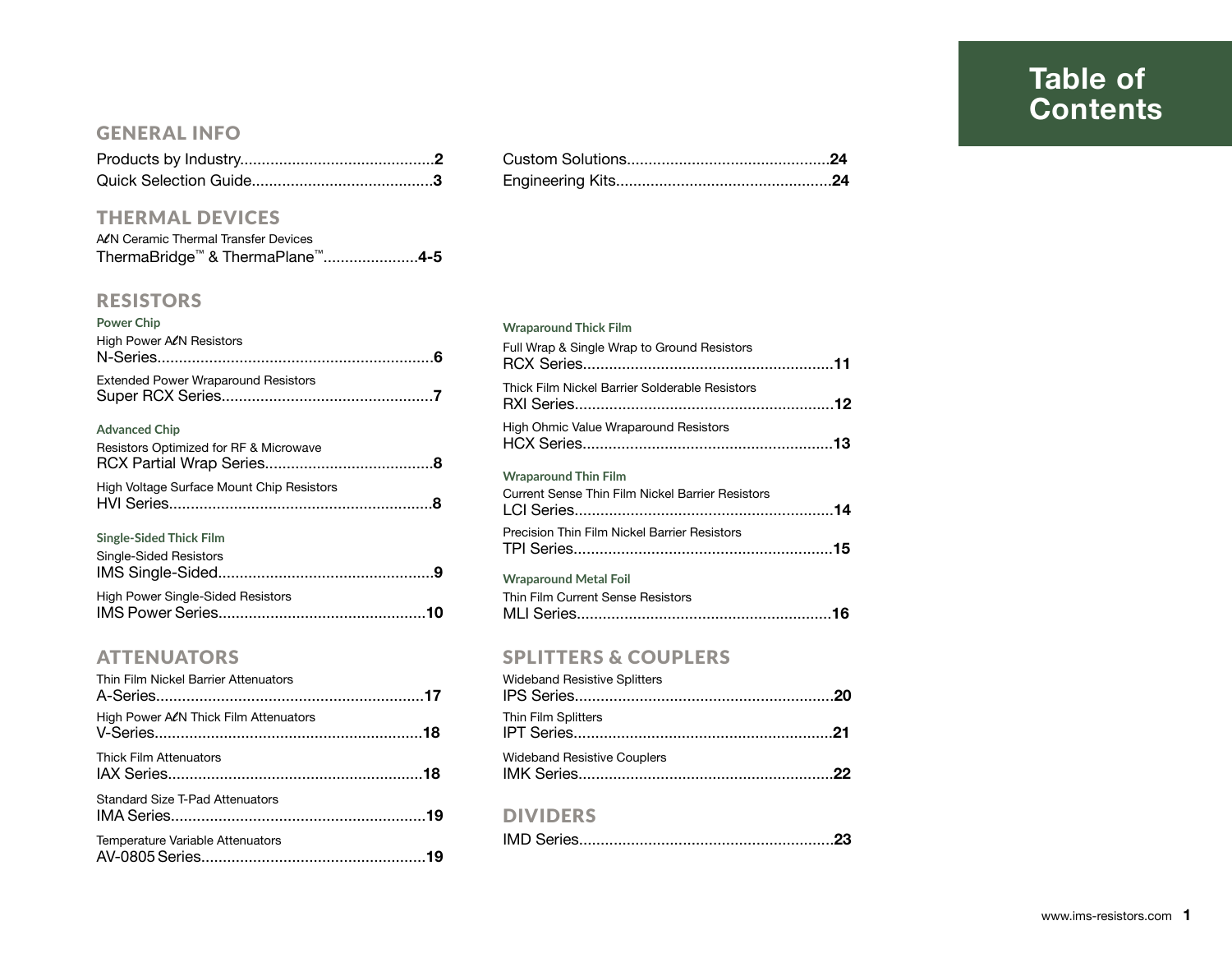# Table of Contents

## GENERAL INFO

Products by Industry............................................**2**
Quick Selection Guide..........................................**3**
Custom Solutions..............................................**24**
Engineering Kits.................................................**24**

## THERMAL DEVICES

AℓN Ceramic Thermal Transfer Devices
ThermaBridge™ & ThermaPlane™.....................**4-5**

## RESISTORS

### Power Chip

High Power AℓN Resistors
N-Series...............................................................**6**

Extended Power Wraparound Resistors
Super RCX Series.................................................**7**

### Advanced Chip

Resistors Optimized for RF & Microwave
RCX Partial Wrap Series.......................................**8**

High Voltage Surface Mount Chip Resistors
HVI Series............................................................**8**

### Single-Sided Thick Film

Single-Sided Resistors
IMS Single-Sided.................................................**9**

High Power Single-Sided Resistors
IMS Power Series................................................**10**

### Wraparound Thick Film

Full Wrap & Single Wrap to Ground Resistors
RCX Series.........................................................**11**

Thick Film Nickel Barrier Solderable Resistors
RXI Series...........................................................**12**

High Ohmic Value Wraparound Resistors
HCX Series.........................................................**13**

### Wraparound Thin Film

Current Sense Thin Film Nickel Barrier Resistors
LCI Series...........................................................**14**

Precision Thin Film Nickel Barrier Resistors
TPI Series...........................................................**15**

### Wraparound Metal Foil

Thin Film Current Sense Resistors
MLI Series..........................................................**16**

## ATTENUATORS

Thin Film Nickel Barrier Attenuators
A-Series.............................................................**17**

High Power AℓN Thick Film Attenuators
V-Series.............................................................**18**

Thick Film Attenuators
IAX Series..........................................................**18**

Standard Size T-Pad Attenuators
IMA Series..........................................................**19**

Temperature Variable Attenuators
AV-0805 Series...................................................**19**

## SPLITTERS & COUPLERS

Wideband Resistive Splitters
IPS Series...........................................................**20**

Thin Film Splitters
IPT Series...........................................................**21**

Wideband Resistive Couplers
IMK Series..........................................................**22**

## DIVIDERS

IMD Series..........................................................**23**

www.ims-resistors.com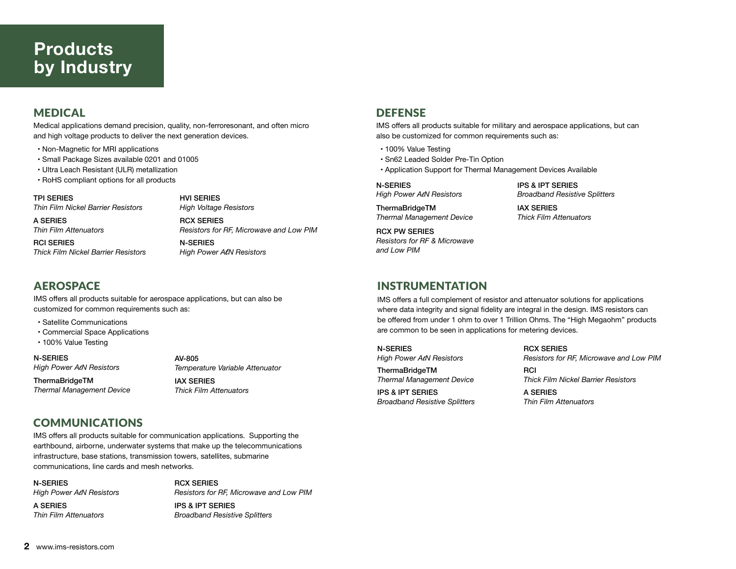# Products by Industry

## MEDICAL

Medical applications demand precision, quality, non-ferroresonant, and often micro and high voltage products to deliver the next generation devices.

- Non-Magnetic for MRI applications
- Small Package Sizes available 0201 and 01005
- Ultra Leach Resistant (ULR) metallization
- RoHS compliant options for all products

**TPI SERIES**
*Thin Film Nickel Barrier Resistors*

**A SERIES**
*Thin Film Attenuators*

**RCI SERIES**
*Thick Film Nickel Barrier Resistors*

**HVI SERIES**
*High Voltage Resistors*

**RCX SERIES**
*Resistors for RF, Microwave and Low PIM*

**N-SERIES**
*High Power AℓN Resistors*

## AEROSPACE

IMS offers all products suitable for aerospace applications, but can also be customized for common requirements such as:

- Satellite Communications
- Commercial Space Applications
- 100% Value Testing

**N-SERIES**
*High Power AℓN Resistors*

**ThermaBridgeTM**
*Thermal Management Device*

**AV-805**
*Temperature Variable Attenuator*

**IAX SERIES**
*Thick Film Attenuators*

## COMMUNICATIONS

IMS offers all products suitable for communication applications. Supporting the earthbound, airborne, underwater systems that make up the telecommunications infrastructure, base stations, transmission towers, satellites, submarine communications, line cards and mesh networks.

**N-SERIES**
*High Power AℓN Resistors*

**A SERIES**
*Thin Film Attenuators*

**RCX SERIES**
*Resistors for RF, Microwave and Low PIM*

**IPS & IPT SERIES**
*Broadband Resistive Splitters*

## DEFENSE

IMS offers all products suitable for military and aerospace applications, but can also be customized for common requirements such as:

- 100% Value Testing
- Sn62 Leaded Solder Pre-Tin Option
- Application Support for Thermal Management Devices Available

**N-SERIES**
*High Power AℓN Resistors*

**ThermaBridgeTM**
*Thermal Management Device*

**RCX PW SERIES**
*Resistors for RF & Microwave and Low PIM*

**IPS & IPT SERIES**
*Broadband Resistive Splitters*

**IAX SERIES**
*Thick Film Attenuators*

## INSTRUMENTATION

IMS offers a full complement of resistor and attenuator solutions for applications where data integrity and signal fidelity are integral in the design. IMS resistors can be offered from under 1 ohm to over 1 Trillion Ohms. The "High Megaohm" products are common to be seen in applications for metering devices.

**N-SERIES**
*High Power AℓN Resistors*

**ThermaBridgeTM**
*Thermal Management Device*

**IPS & IPT SERIES**
*Broadband Resistive Splitters*

**RCX SERIES**
*Resistors for RF, Microwave and Low PIM*

**RCI**
*Thick Film Nickel Barrier Resistors*

**A SERIES**
*Thin Film Attenuators*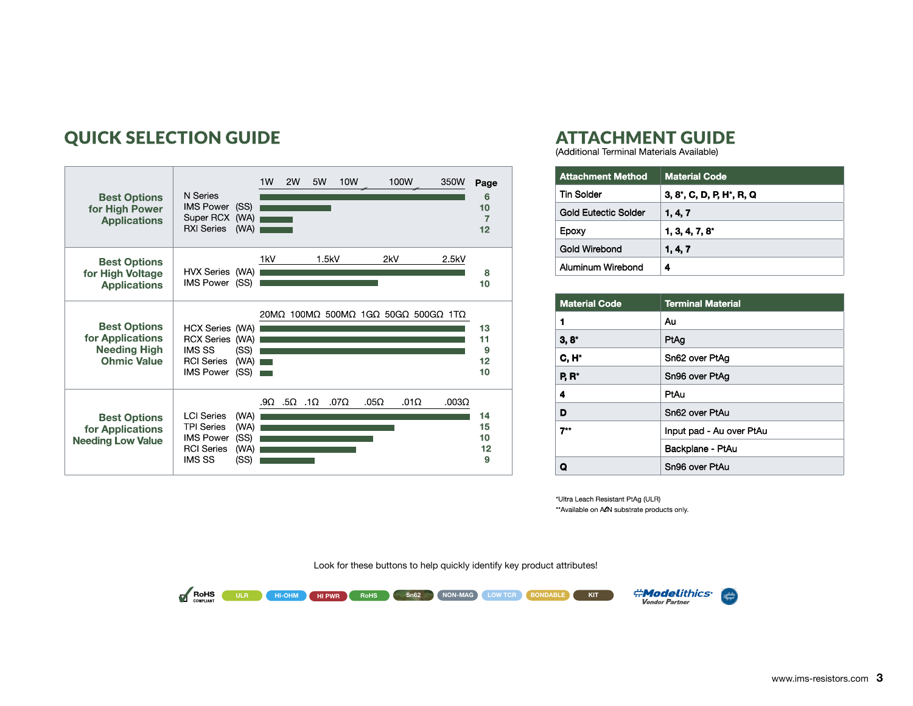# QUICK SELECTION GUIDE

**Best Options for High Power Applications**

1W 2W 5W 10W 100W 350W Page

N Series — 6
IMS Power (SS) — 10
Super RCX (WA) — 7
RXI Series (WA) — 12

**Best Options for High Voltage Applications**

1kV 1.5kV 2kV 2.5kV

HVX Series (WA) — 8
IMS Power (SS) — 10

**Best Options for Applications Needing High Ohmic Value**

20MΩ 100MΩ 500MΩ 1GΩ 50GΩ 500GΩ 1TΩ

HCX Series (WA) — 13
RCX Series (WA) — 11
IMS SS (SS) — 9
RCI Series (WA) — 12
IMS Power (SS) — 10

**Best Options for Applications Needing Low Value**

.9Ω .5Ω .1Ω .07Ω .05Ω .01Ω .003Ω

LCI Series (WA) — 14
TPI Series (WA) — 15
IMS Power (SS) — 10
RCI Series (WA) — 12
IMS SS (SS) — 9

# ATTACHMENT GUIDE

(Additional Terminal Materials Available)

| Attachment Method | Material Code |
|---|---|
| Tin Solder | **3, 8\*, C, D, P, H\*, R, Q** |
| Gold Eutectic Solder | **1, 4, 7** |
| Epoxy | **1, 3, 4, 7, 8\*** |
| Gold Wirebond | **1, 4, 7** |
| Aluminum Wirebond | **4** |

| Material Code | Terminal Material |
|---|---|
| **1** | Au |
| **3, 8\*** | PtAg |
| **C, H\*** | Sn62 over PtAg |
| **P, R\*** | Sn96 over PtAg |
| **4** | PtAu |
| **D** | Sn62 over PtAu |
| **7\*\*** | Input pad - Au over PtAu |
| | Backplane - PtAu |
| **Q** | Sn96 over PtAu |

\*Ultra Leach Resistant PtAg (ULR)
\*\*Available on AlN substrate products only.

Look for these buttons to help quickly identify key product attributes!

RoHS COMPLIANT ULR HI-OHM HI PWR RoHS Sn62 NON-MAG LOW TCR BONDABLE KIT

Modelithics Vendor Partner

www.ims-resistors.com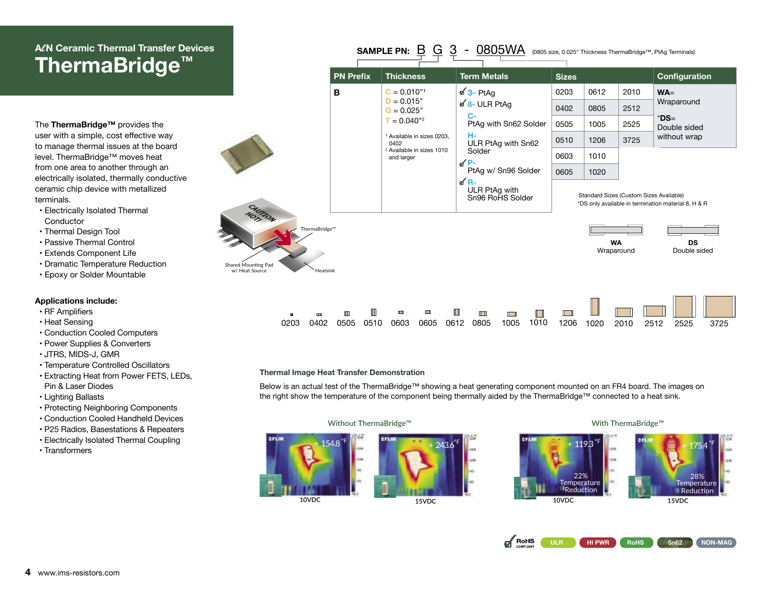# AlN Ceramic Thermal Transfer Devices

# ThermaBridge™

The **ThermaBridge™** provides the user with a simple, cost effective way to manage thermal issues at the board level. ThermaBridge™ moves heat from one area to another through an electrically isolated, thermally conductive ceramic chip device with metallized terminals.

- Electrically Isolated Thermal Conductor
- Thermal Design Tool
- Passive Thermal Control
- Extends Component Life
- Dramatic Temperature Reduction
- Epoxy or Solder Mountable

CAUTION HOT!

ThermaBridge™

Shared Mounting Pad w/ Heat Source

Heatsink

**Applications include:**

- RF Amplifiers
- Heat Sensing
- Conduction Cooled Computers
- Power Supplies & Converters
- JTRS, MIDS-J, GMR
- Temperature Controlled Oscillators
- Extracting Heat from Power FETS, LEDs, Pin & Laser Diodes
- Lighting Ballasts
- Protecting Neighboring Components
- Conduction Cooled Handheld Devices
- P25 Radios, Basestations & Repeaters
- Electrically Isolated Thermal Coupling
- Transformers

**SAMPLE PN:** B G 3 - 0805WA (0805 size, 0.025" Thickness ThermaBridge™, PtAg Terminals)

| PN Prefix | Thickness | Term Metals | Sizes | | | Configuration |
|---|---|---|---|---|---|---|
| B | C = 0.010"[1]<br>D = 0.015"<br>G = 0.025"<br>T = 0.040"[2]<br><br>[1] Available in sizes 0203, 0402<br>[2] Available in sizes 1010 and larger | ✓ 3- PtAg<br>✓ 8- ULR PtAg<br>C- PtAg with Sn62 Solder<br>H- ULR PtAg with Sn62 Solder<br>✓ P- PtAg w/ Sn96 Solder<br>✓ R- ULR PtAg with Sn96 RoHS Solder | 0203 | 0612 | 2010 | **WA**= Wraparound<br><br>***DS**= Double sided without wrap |
| | | | 0402 | 0805 | 2512 | |
| | | | 0505 | 1005 | 2525 | |
| | | | 0510 | 1206 | 3725 | |
| | | | 0603 | 1010 | | |
| | | | 0605 | 1020 | | |

Standard Sizes (Custom Sizes Available)
*DS only available in termination material 8, H & R

**WA** Wraparound

**DS** Double sided

0203 0402 0505 0510 0603 0605 0612 0805 1005 1010 1206 1020 2010 2512 2525 3725

### Thermal Image Heat Transfer Demonstration

Below is an actual test of the ThermaBridge™ showing a heat generating component mounted on an FR4 board. The images on the right show the temperature of the component being thermally aided by the ThermaBridge™ connected to a heat sink.

Without ThermaBridge™

154.8 °F
10VDC

243.6 °F
15VDC

With ThermaBridge™

119.3 °F
22% Temperature Reduction
10VDC

175.4 °F
28% Temperature Reduction
15VDC

RoHS COMPLIANT ULR HI PWR RoHS Sn62 NON-MAG

www.ims-resistors.com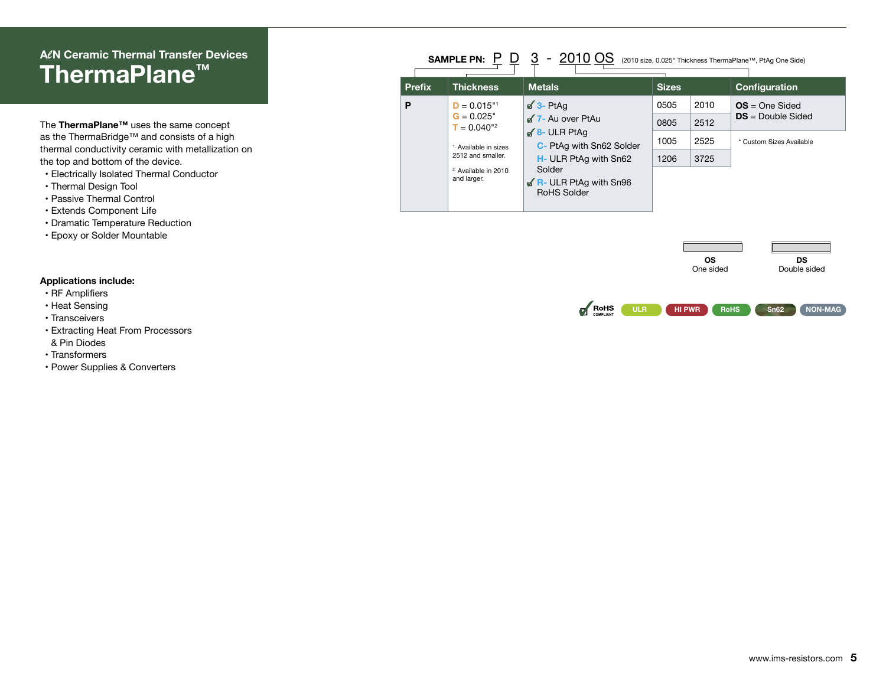## AℓN Ceramic Thermal Transfer Devices

# ThermaPlane™

The **ThermaPlane™** uses the same concept as the ThermaBridge™ and consists of a high thermal conductivity ceramic with metallization on the top and bottom of the device.

- Electrically Isolated Thermal Conductor
- Thermal Design Tool
- Passive Thermal Control
- Extends Component Life
- Dramatic Temperature Reduction
- Epoxy or Solder Mountable

**Applications include:**

- RF Amplifiers
- Heat Sensing
- Transceivers
- Extracting Heat From Processors & Pin Diodes
- Transformers
- Power Supplies & Converters

**SAMPLE PN:** P D 3 - 2010 OS (2010 size, 0.025" Thickness ThermaPlane™, PtAg One Side)

| Prefix | Thickness | Metals | Sizes | | Configuration |
|---|---|---|---|---|---|
| P | D = 0.015"[1]<br>G = 0.025"<br>T = 0.040"[2]<br><br>[1] Available in sizes 2512 and smaller.<br><br>[2] Available in 2010 and larger. | ✓ 3- PtAg<br>✓ 7- Au over PtAu<br>✓ 8- ULR PtAg<br>C- PtAg with Sn62 Solder<br>H- ULR PtAg with Sn62 Solder<br>✓ R- ULR PtAg with Sn96 RoHS Solder | 0505 | 2010 | OS = One Sided<br>DS = Double Sided |
| | | | 0805 | 2512 | |
| | | | 1005 | 2525 | * Custom Sizes Available |
| | | | 1206 | 3725 | |

**OS**
One sided

**DS**
Double sided

RoHS COMPLIANT | ULR | HI PWR | RoHS | Sn62 | NON-MAG

www.ims-resistors.com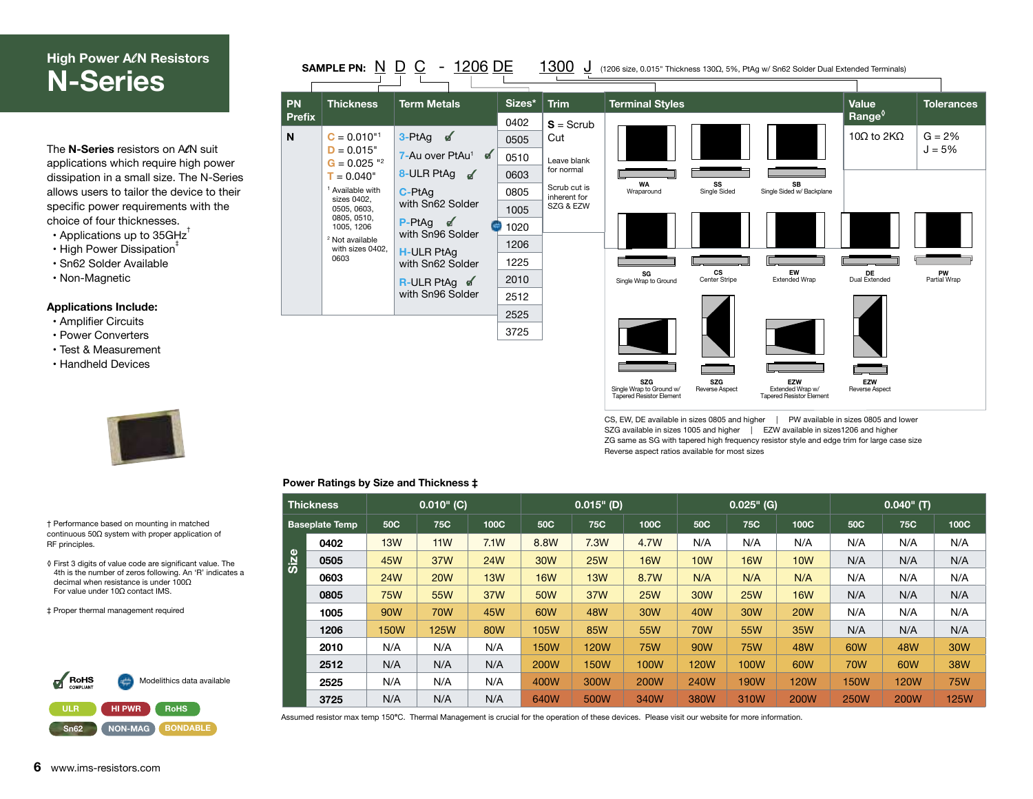# High Power AℓN Resistors

# N-Series

The **N-Series** resistors on AℓN suit applications which require high power dissipation in a small size. The N-Series allows users to tailor the device to their specific power requirements with the choice of four thicknesses.

- Applications up to 35GHz†
- High Power Dissipation‡
- Sn62 Solder Available
- Non-Magnetic

**Applications Include:**

- Amplifier Circuits
- Power Converters
- Test & Measurement
- Handheld Devices

† Performance based on mounting in matched continuous 50Ω system with proper application of RF principles.

◊ First 3 digits of value code are significant value. The 4th is the number of zeros following. An 'R' indicates a decimal when resistance is under 100Ω
For value under 10Ω contact IMS.

‡ Proper thermal management required

RoHS COMPLIANT — Modelithics data available

ULR | HI PWR | RoHS | Sn62 | NON-MAG | BONDABLE

**SAMPLE PN:** N D C - 1206 DE 1300 J (1206 size, 0.015" Thickness 130Ω, 5%, PtAg w/ Sn62 Solder Dual Extended Terminals)

| PN Prefix | Thickness | Term Metals | Sizes* | Trim | Terminal Styles | Value Range◊ | Tolerances |
|---|---|---|---|---|---|---|---|
| N | C = 0.010"[1]<br>D = 0.015"<br>G = 0.025"[2]<br>T = 0.040"<br><br>[1] Available with sizes 0402, 0505, 0603, 0805, 0510, 1005, 1206<br>[2] Not available with sizes 0402, 0603 | 3-PtAg<br>7-Au over PtAu[1]<br>8-ULR PtAg<br>C-PtAg with Sn62 Solder<br>P-PtAg with Sn96 Solder<br>H-ULR PtAg with Sn62 Solder<br>R-ULR PtAg with Sn96 Solder | 0402<br>0505<br>0510<br>0603<br>0805<br>1005<br>1020<br>1206<br>1225<br>2010<br>2512<br>2525<br>3725 | S = Scrub Cut<br><br>Leave blank for normal<br><br>Scrub cut is inherent for SZG & EZW | WA Wraparound<br>SS Single Sided<br>SB Single Sided w/ Backplane<br>SG Single Wrap to Ground<br>CS Center Stripe<br>EW Extended Wrap<br>DE Dual Extended<br>PW Partial Wrap<br>SZG Single Wrap to Ground w/ Tapered Resistor Element<br>SZG Reverse Aspect<br>EZW Extended Wrap w/ Tapered Resistor Element<br>EZW Reverse Aspect | 10Ω to 2KΩ | G = 2%<br>J = 5% |

CS, EW, DE available in sizes 0805 and higher | PW available in sizes 0805 and lower
SZG available in sizes 1005 and higher | EZW available in sizes1206 and higher
ZG same as SG with tapered high frequency resistor style and edge trim for large case size
Reverse aspect ratios available for most sizes

## Power Ratings by Size and Thickness ‡

| Thickness | 0.010" (C) | | | 0.015" (D) | | | 0.025" (G) | | | 0.040" (T) | | |
|---|---|---|---|---|---|---|---|---|---|---|---|---|
| Baseplate Temp / Size | 50C | 75C | 100C | 50C | 75C | 100C | 50C | 75C | 100C | 50C | 75C | 100C |
| 0402 | 13W | 11W | 7.1W | 8.8W | 7.3W | 4.7W | N/A | N/A | N/A | N/A | N/A | N/A |
| 0505 | 45W | 37W | 24W | 30W | 25W | 16W | 10W | 16W | 10W | N/A | N/A | N/A |
| 0603 | 24W | 20W | 13W | 16W | 13W | 8.7W | N/A | N/A | N/A | N/A | N/A | N/A |
| 0805 | 75W | 55W | 37W | 50W | 37W | 25W | 30W | 25W | 16W | N/A | N/A | N/A |
| 1005 | 90W | 70W | 45W | 60W | 48W | 30W | 40W | 30W | 20W | N/A | N/A | N/A |
| 1206 | 150W | 125W | 80W | 105W | 85W | 55W | 70W | 55W | 35W | N/A | N/A | N/A |
| 2010 | N/A | N/A | N/A | 150W | 120W | 75W | 90W | 75W | 48W | 60W | 48W | 30W |
| 2512 | N/A | N/A | N/A | 200W | 150W | 100W | 120W | 100W | 60W | 70W | 60W | 38W |
| 2525 | N/A | N/A | N/A | 400W | 300W | 200W | 240W | 190W | 120W | 150W | 120W | 75W |
| 3725 | N/A | N/A | N/A | 640W | 500W | 340W | 380W | 310W | 200W | 250W | 200W | 125W |

Assumed resistor max temp 150°C. Thermal Management is crucial for the operation of these devices. Please visit our website for more information.

www.ims-resistors.com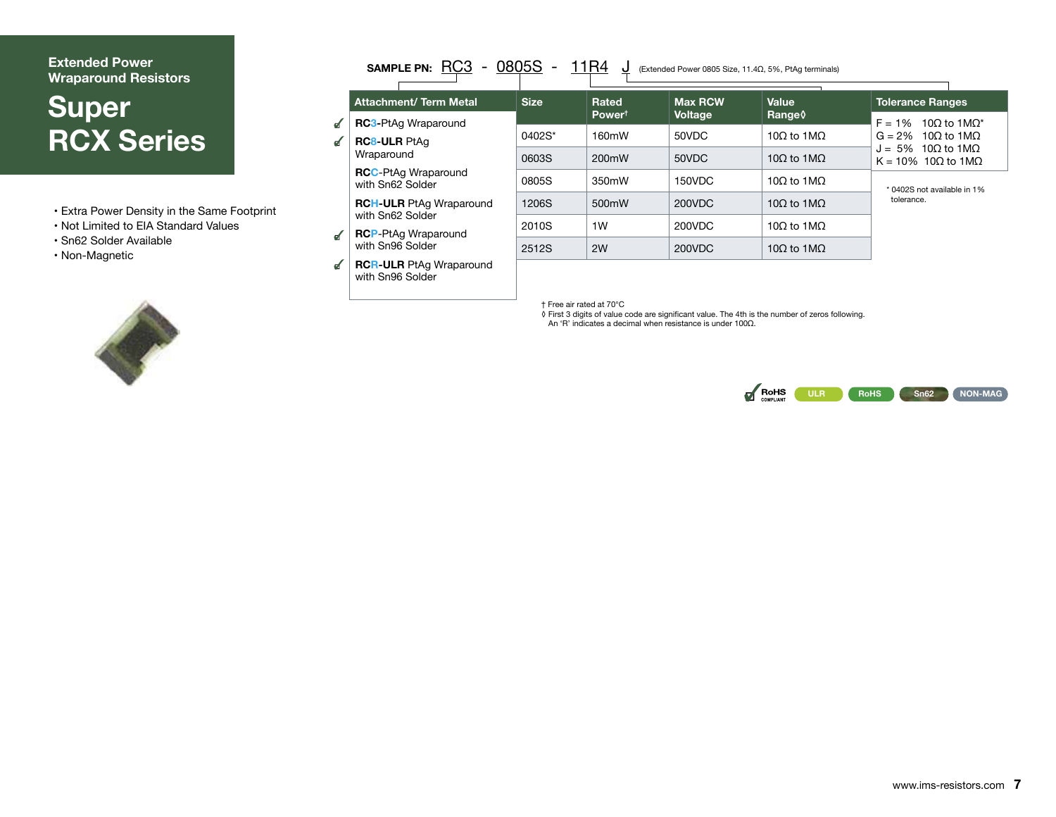Extended Power Wraparound Resistors

# Super RCX Series

- Extra Power Density in the Same Footprint
- Not Limited to EIA Standard Values
- Sn62 Solder Available
- Non-Magnetic

**SAMPLE PN:** RC3 - 0805S - 11R4 J (Extended Power 0805 Size, 11.4Ω, 5%, PtAg terminals)

| Attachment/ Term Metal |
|---|
| ✓ **RC3**-PtAg Wraparound |
| ✓ **RC8-ULR** PtAg Wraparound |
| **RCC**-PtAg Wraparound with Sn62 Solder |
| **RCH-ULR** PtAg Wraparound with Sn62 Solder |
| ✓ **RCP**-PtAg Wraparound with Sn96 Solder |
| ✓ **RCR-ULR** PtAg Wraparound with Sn96 Solder |

| Size | Rated Power† | Max RCW Voltage | Value Range◊ |
|---|---|---|---|
| 0402S* | 160mW | 50VDC | 10Ω to 1MΩ |
| 0603S | 200mW | 50VDC | 10Ω to 1MΩ |
| 0805S | 350mW | 150VDC | 10Ω to 1MΩ |
| 1206S | 500mW | 200VDC | 10Ω to 1MΩ |
| 2010S | 1W | 200VDC | 10Ω to 1MΩ |
| 2512S | 2W | 200VDC | 10Ω to 1MΩ |

| Tolerance Ranges | |
|---|---|
| F = 1% | 10Ω to 1MΩ* |
| G = 2% | 10Ω to 1MΩ |
| J = 5% | 10Ω to 1MΩ |
| K = 10% | 10Ω to 1MΩ |

* 0402S not available in 1% tolerance.

† Free air rated at 70°C

◊ First 3 digits of value code are significant value. The 4th is the number of zeros following. An 'R' indicates a decimal when resistance is under 100Ω.

RoHS COMPLIANT ULR RoHS Sn62 NON-MAG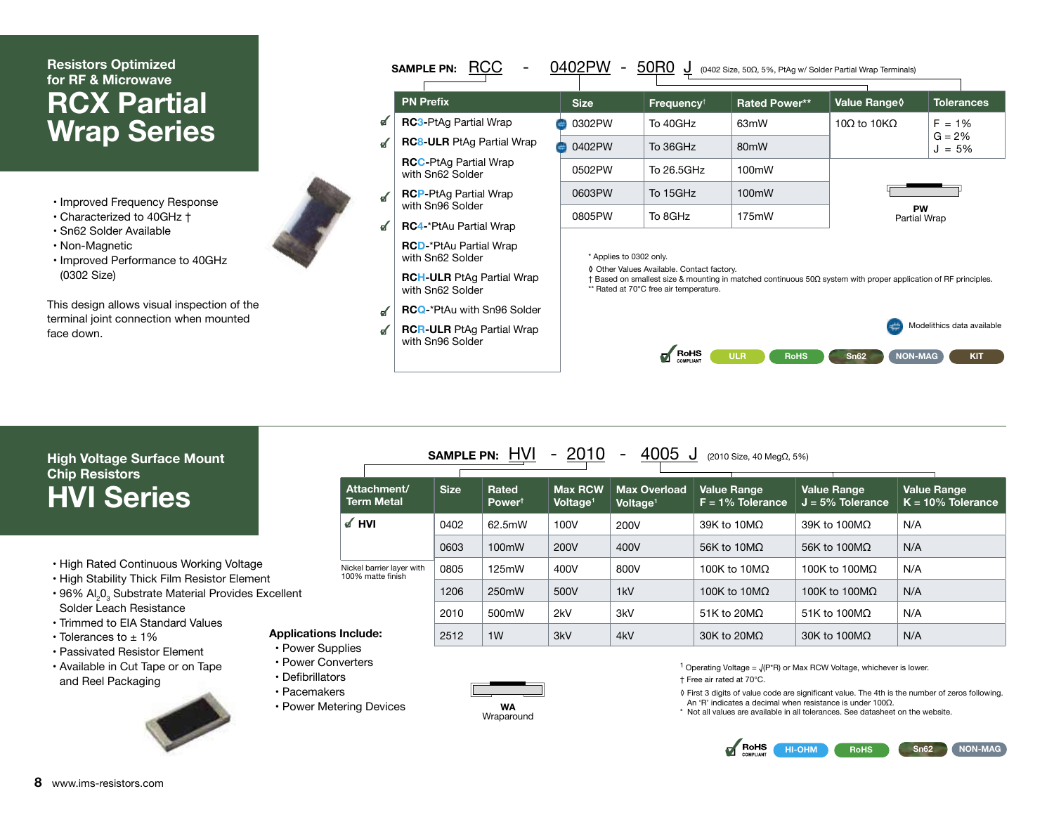Resistors Optimized for RF & Microwave

# RCX Partial Wrap Series

- Improved Frequency Response
- Characterized to 40GHz †
- Sn62 Solder Available
- Non-Magnetic
- Improved Performance to 40GHz (0302 Size)

This design allows visual inspection of the terminal joint connection when mounted face down.

**SAMPLE PN:** RCC - 0402PW - 50R0 J (0402 Size, 50Ω, 5%, PtAg w/ Solder Partial Wrap Terminals)

| PN Prefix |
|---|
| ✓ **RC3**-PtAg Partial Wrap |
| ✓ **RC8-ULR** PtAg Partial Wrap |
| **RCC**-PtAg Partial Wrap with Sn62 Solder |
| ✓ **RCP**-PtAg Partial Wrap with Sn96 Solder |
| ✓ **RC4**-*PtAu Partial Wrap |
| **RCD**-*PtAu Partial Wrap with Sn62 Solder |
| **RCH-ULR** PtAg Partial Wrap with Sn62 Solder |
| ✓ **RCQ**-*PtAu with Sn96 Solder |
| ✓ **RCR-ULR** PtAg Partial Wrap with Sn96 Solder |

| Size | Frequency† | Rated Power** |
|---|---|---|
| 0302PW | To 40GHz | 63mW |
| 0402PW | To 36GHz | 80mW |
| 0502PW | To 26.5GHz | 100mW |
| 0603PW | To 15GHz | 100mW |
| 0805PW | To 8GHz | 175mW |

| Value Range◊ | Tolerances |
|---|---|
| 10Ω to 10KΩ | F = 1%<br>G = 2%<br>J = 5% |

**PW**
Partial Wrap

\* Applies to 0302 only.
◊ Other Values Available. Contact factory.
† Based on smallest size & mounting in matched continuous 50Ω system with proper application of RF principles.
** Rated at 70°C free air temperature.

Modelithics data available

RoHS COMPLIANT | ULR | RoHS | Sn62 | NON-MAG | KIT

High Voltage Surface Mount Chip Resistors

# HVI Series

- High Rated Continuous Working Voltage
- High Stability Thick Film Resistor Element
- 96% $Al_2O_3$ Substrate Material Provides Excellent Solder Leach Resistance
- Trimmed to EIA Standard Values
- Tolerances to ± 1%
- Passivated Resistor Element
- Available in Cut Tape or on Tape and Reel Packaging

**Applications Include:**
- Power Supplies
- Power Converters
- Defibrillators
- Pacemakers
- Power Metering Devices

**SAMPLE PN:** HVI - 2010 - 4005 J (2010 Size, 40 MegΩ, 5%)

| Attachment/ Term Metal | Size | Rated Power† | Max RCW Voltage¹ | Max Overload Voltage¹ | Value Range F = 1% Tolerance | Value Range J = 5% Tolerance | Value Range K = 10% Tolerance |
|---|---|---|---|---|---|---|---|
| ✓ **HVI** | 0402 | 62.5mW | 100V | 200V | 39K to 10MΩ | 39K to 100MΩ | N/A |
| | 0603 | 100mW | 200V | 400V | 56K to 10MΩ | 56K to 100MΩ | N/A |
| Nickel barrier layer with 100% matte finish | 0805 | 125mW | 400V | 800V | 100K to 10MΩ | 100K to 100MΩ | N/A |
| | 1206 | 250mW | 500V | 1kV | 100K to 10MΩ | 100K to 100MΩ | N/A |
| | 2010 | 500mW | 2kV | 3kV | 51K to 20MΩ | 51K to 100MΩ | N/A |
| | 2512 | 1W | 3kV | 4kV | 30K to 20MΩ | 30K to 100MΩ | N/A |

**WA**
Wraparound

[1] Operating Voltage = √(P*R) or Max RCW Voltage, whichever is lower.
† Free air rated at 70°C.
◊ First 3 digits of value code are significant value. The 4th is the number of zeros following. An 'R' indicates a decimal when resistance is under 100Ω.
\* Not all values are available in all tolerances. See datasheet on the website.

RoHS COMPLIANT | HI-OHM | RoHS | Sn62 | NON-MAG

www.ims-resistors.com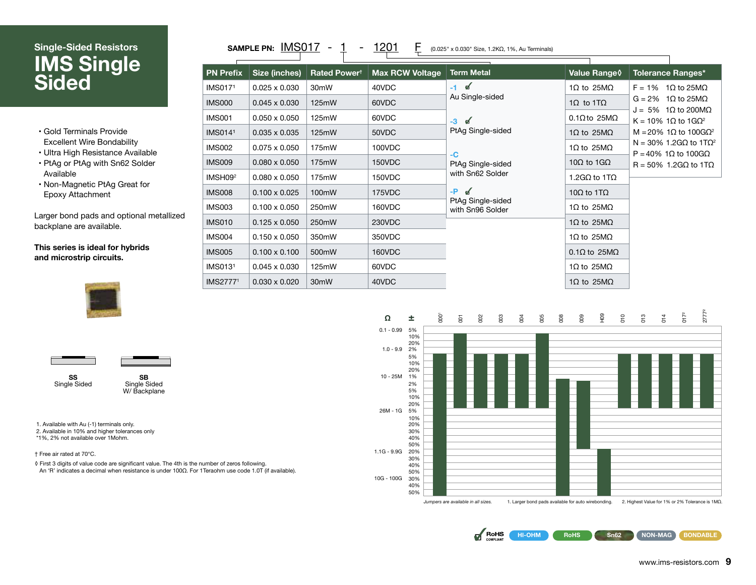## Single-Sided Resistors

# IMS Single Sided

- Gold Terminals Provide Excellent Wire Bondability
- Ultra High Resistance Available
- PtAg or PtAg with Sn62 Solder Available
- Non-Magnetic PtAg Great for Epoxy Attachment

Larger bond pads and optional metallized backplane are available.

**This series is ideal for hybrids and microstrip circuits.**

**SS**
Single Sided

**SB**
Single Sided W/ Backplane

**SAMPLE PN:** IMS017 - 1 - 1201 F (0.025" x 0.030" Size, 1.2KΩ, 1%, Au Terminals)

| PN Prefix | Size (inches) | Rated Power† | Max RCW Voltage | Value Range◊ |
|---|---|---|---|---|
| IMS017[1] | 0.025 x 0.030 | 30mW | 40VDC | 1Ω to 25MΩ |
| IMS000 | 0.045 x 0.030 | 125mW | 60VDC | 1Ω to 1TΩ |
| IMS001 | 0.050 x 0.050 | 125mW | 60VDC | 0.1Ω to 25MΩ |
| IMS014[1] | 0.035 x 0.035 | 125mW | 50VDC | 1Ω to 25MΩ |
| IMS002 | 0.075 x 0.050 | 175mW | 100VDC | 1Ω to 25MΩ |
| IMS009 | 0.080 x 0.050 | 175mW | 150VDC | 10Ω to 1GΩ |
| IMSH09[2] | 0.080 x 0.050 | 175mW | 150VDC | 1.2GΩ to 1TΩ |
| IMS008 | 0.100 x 0.025 | 100mW | 175VDC | 10Ω to 1TΩ |
| IMS003 | 0.100 x 0.050 | 250mW | 160VDC | 1Ω to 25MΩ |
| IMS010 | 0.125 x 0.050 | 250mW | 230VDC | 1Ω to 25MΩ |
| IMS004 | 0.150 x 0.050 | 350mW | 350VDC | 1Ω to 25MΩ |
| IMS005 | 0.100 x 0.100 | 500mW | 160VDC | 0.1Ω to 25MΩ |
| IMS013[1] | 0.045 x 0.030 | 125mW | 60VDC | 1Ω to 25MΩ |
| IMS2777[1] | 0.030 x 0.020 | 30mW | 40VDC | 1Ω to 25MΩ |

| Term Metal |
|---|
| -1 ✓ Au Single-sided |
| -3 ✓ PtAg Single-sided |
| -C PtAg Single-sided with Sn62 Solder |
| -P ✓ PtAg Single-sided with Sn96 Solder |

| Tolerance Ranges* | |
|---|---|
| F = 1% | 1Ω to 25MΩ |
| G = 2% | 1Ω to 25MΩ |
| J = 5% | 1Ω to 200MΩ |
| K = 10% | 1Ω to 1GΩ[2] |
| M = 20% | 1Ω to 100GΩ[2] |
| N = 30% | 1.2GΩ to 1TΩ[2] |
| P = 40% | 1Ω to 100GΩ |
| R = 50% | 1.2GΩ to 1TΩ |

Ω ±
000[1] 001 002 003 004 005 008 009 H09 010 013 014 017[2] 2777[2]
0.1 - 0.99: 5% 10% 20%
1.0 - 9.9: 2% 5% 10% 20%
10 - 25M: 1% 2% 5% 10% 20%
26M - 1G: 5% 10% 20% 30% 40% 50%
1.1G - 9.9G: 20% 30% 40% 50%
10G - 100G: 30% 40% 50%

*Jumpers are available in all sizes.* 1. Larger bond pads available for auto wirebonding. 2. Highest Value for 1% or 2% Tolerance is 1MΩ.

1. Available with Au (-1) terminals only.
2. Available in 10% and higher tolerances only
*1%, 2% not available over 1Mohm.

† Free air rated at 70°C.

◊ First 3 digits of value code are significant value. The 4th is the number of zeros following.
An 'R' indicates a decimal when resistance is under 100Ω. For 1Teraohm use code 1.0T (if available).

RoHS COMPLIANT | HI-OHM | RoHS | Sn62 | NON-MAG | BONDABLE

www.ims-resistors.com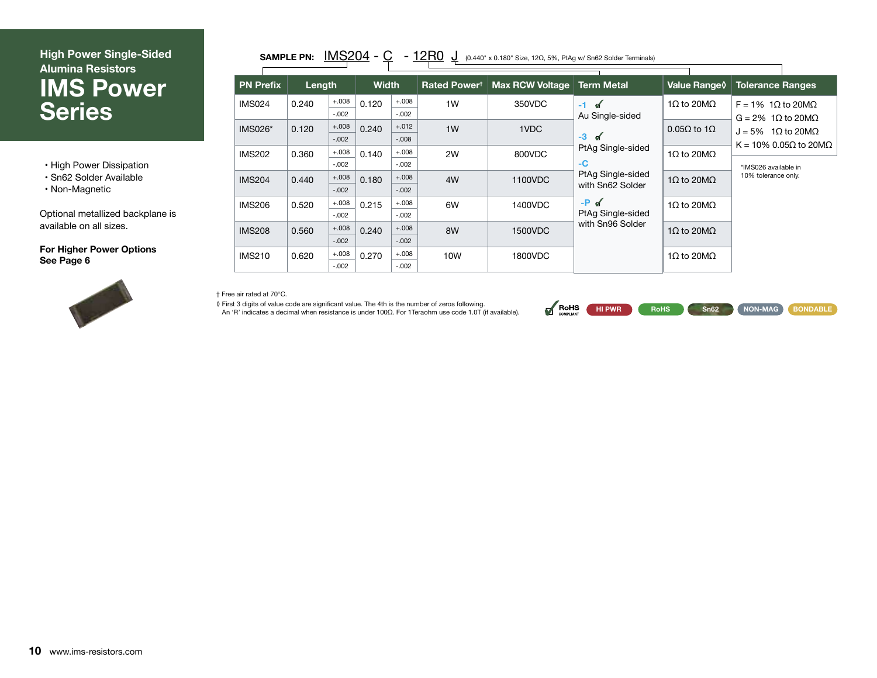## High Power Single-Sided Alumina Resistors

# IMS Power Series

- High Power Dissipation
- Sn62 Solder Available
- Non-Magnetic

Optional metallized backplane is available on all sizes.

**For Higher Power Options See Page 6**

**SAMPLE PN:** IMS204 - C - 12R0 J (0.440" x 0.180" Size, 12Ω, 5%, PtAg w/ Sn62 Solder Terminals)

| PN Prefix | Length | | Width | | Rated Power† | Max RCW Voltage | Term Metal | Value Range◊ | Tolerance Ranges |
|---|---|---|---|---|---|---|---|---|---|
| IMS024 | 0.240 | +.008 / -.002 | 0.120 | +.008 / -.002 | 1W | 350VDC | -1 Au Single-sided | 1Ω to 20MΩ | F = 1% 1Ω to 20MΩ |
| IMS026* | 0.120 | +.008 / -.002 | 0.240 | +.012 / -.008 | 1W | 1VDC | -3 PtAg Single-sided | 0.05Ω to 1Ω | G = 2% 1Ω to 20MΩ |
| IMS202 | 0.360 | +.008 / -.002 | 0.140 | +.008 / -.002 | 2W | 800VDC | -C PtAg Single-sided with Sn62 Solder | 1Ω to 20MΩ | J = 5% 1Ω to 20MΩ |
| IMS204 | 0.440 | +.008 / -.002 | 0.180 | +.008 / -.002 | 4W | 1100VDC | -P PtAg Single-sided with Sn96 Solder | 1Ω to 20MΩ | K = 10% 0.05Ω to 20MΩ |
| IMS206 | 0.520 | +.008 / -.002 | 0.215 | +.008 / -.002 | 6W | 1400VDC | | 1Ω to 20MΩ | |
| IMS208 | 0.560 | +.008 / -.002 | 0.240 | +.008 / -.002 | 8W | 1500VDC | | 1Ω to 20MΩ | |
| IMS210 | 0.620 | +.008 / -.002 | 0.270 | +.008 / -.002 | 10W | 1800VDC | | 1Ω to 20MΩ | |

*IMS026 available in 10% tolerance only.

† Free air rated at 70°C.

◊ First 3 digits of value code are significant value. The 4th is the number of zeros following. An 'R' indicates a decimal when resistance is under 100Ω. For 1Teraohm use code 1.0T (if available).

RoHS COMPLIANT HI PWR RoHS Sn62 NON-MAG BONDABLE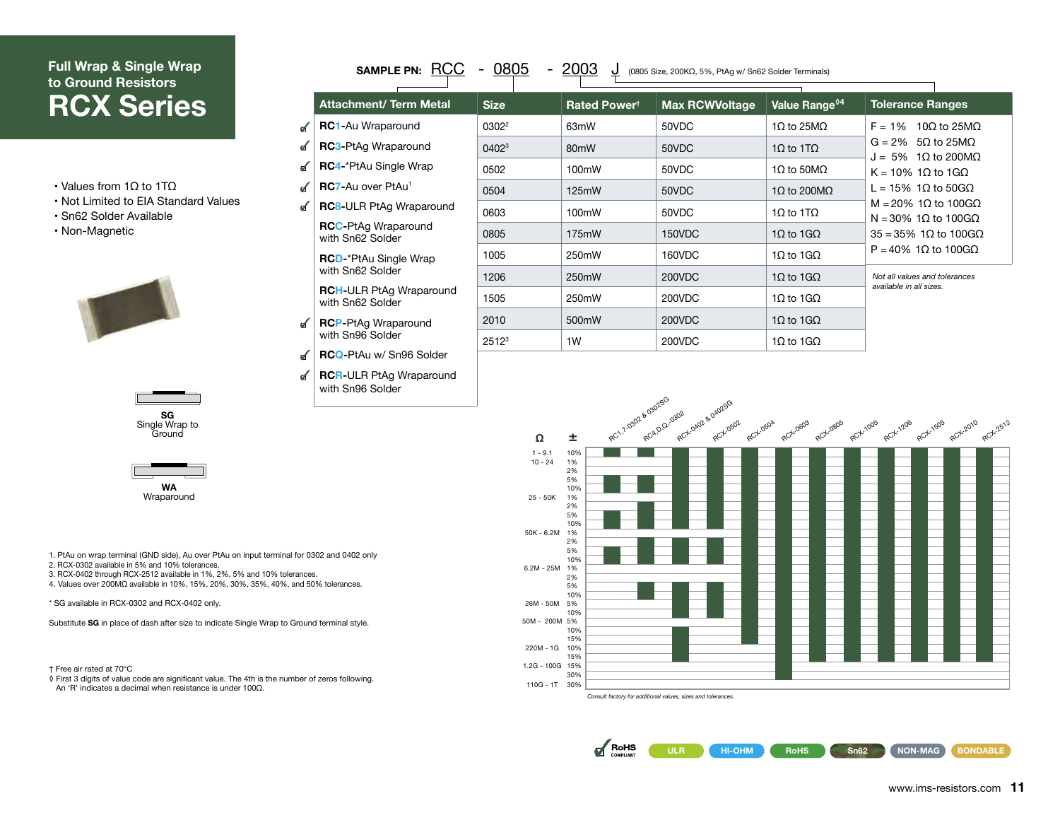## Full Wrap & Single Wrap to Ground Resistors

# RCX Series

- Values from 1Ω to 1TΩ
- Not Limited to EIA Standard Values
- Sn62 Solder Available
- Non-Magnetic

SG
Single Wrap to Ground

WA
Wraparound

**SAMPLE PN:** RCC - 0805 - 2003 J (0805 Size, 200KΩ, 5%, PtAg w/ Sn62 Solder Terminals)

| Attachment/ Term Metal |
|---|
| **RC1**-Au Wraparound |
| **RC3**-PtAg Wraparound |
| **RC4**-*PtAu Single Wrap |
| **RC7**-Au over PtAu[1] |
| **RC8**-ULR PtAg Wraparound |
| **RCC**-PtAg Wraparound with Sn62 Solder |
| **RCD**-*PtAu Single Wrap with Sn62 Solder |
| **RCH**-ULR PtAg Wraparound with Sn62 Solder |
| **RCP**-PtAg Wraparound with Sn96 Solder |
| **RCQ**-PtAu w/ Sn96 Solder |
| **RCR**-ULR PtAg Wraparound with Sn96 Solder |

| Size | Rated Power† | Max RCWVoltage | Value Range◊4 |
|---|---|---|---|
| 0302[2] | 63mW | 50VDC | 1Ω to 25MΩ |
| 0402[3] | 80mW | 50VDC | 1Ω to 1TΩ |
| 0502 | 100mW | 50VDC | 1Ω to 50MΩ |
| 0504 | 125mW | 50VDC | 1Ω to 200MΩ |
| 0603 | 100mW | 50VDC | 1Ω to 1TΩ |
| 0805 | 175mW | 150VDC | 1Ω to 1GΩ |
| 1005 | 250mW | 160VDC | 1Ω to 1GΩ |
| 1206 | 250mW | 200VDC | 1Ω to 1GΩ |
| 1505 | 250mW | 200VDC | 1Ω to 1GΩ |
| 2010 | 500mW | 200VDC | 1Ω to 1GΩ |
| 2512[3] | 1W | 200VDC | 1Ω to 1GΩ |

| Tolerance Ranges | |
|---|---|
| F = 1% | 10Ω to 25MΩ |
| G = 2% | 5Ω to 25MΩ |
| J = 5% | 1Ω to 200MΩ |
| K = 10% | 1Ω to 1GΩ |
| L = 15% | 1Ω to 50GΩ |
| M = 20% | 1Ω to 100GΩ |
| N = 30% | 1Ω to 100GΩ |
| 35 = 35% | 1Ω to 100GΩ |
| P = 40% | 1Ω to 100GΩ |

*Not all values and tolerances available in all sizes.*

Ω ±
RC1,7-0302 & 0302SG, RC4,D,Q,-0302, RCX-0402 & 0402SG, RCX-0502, RCX-0504, RCX-0603, RCX-0805, RCX-1005, RCX-1206, RCX-1505, RCX-2010, RCX-2512
1 - 9.1: 10%
10 - 24: 1%, 2%, 5%, 10%
25 - 50K: 1%, 2%, 5%, 10%
50K - 6.2M: 1%, 2%, 5%, 10%
6.2M - 25M: 1%, 2%, 5%, 10%
26M - 50M: 5%, 10%
50M - 200M: 5%, 10%, 15%
220M - 1G: 10%, 15%
1.2G - 100G: 15%, 30%
110G - 1T: 30%

*Consult factory for additional values, sizes and tolerances.*

1. PtAu on wrap terminal (GND side), Au over PtAu on input terminal for 0302 and 0402 only
2. RCX-0302 available in 5% and 10% tolerances.
3. RCX-0402 through RCX-2512 available in 1%, 2%, 5% and 10% tolerances.
4. Values over 200MΩ available in 10%, 15%, 20%, 30%, 35%, 40%, and 50% tolerances.

* SG available in RCX-0302 and RCX-0402 only.

Substitute **SG** in place of dash after size to indicate Single Wrap to Ground terminal style.

† Free air rated at 70°C
◊ First 3 digits of value code are significant value. The 4th is the number of zeros following. An 'R' indicates a decimal when resistance is under 100Ω.

RoHS COMPLIANT | ULR | HI-OHM | RoHS | Sn62 | NON-MAG | BONDABLE

www.ims-resistors.com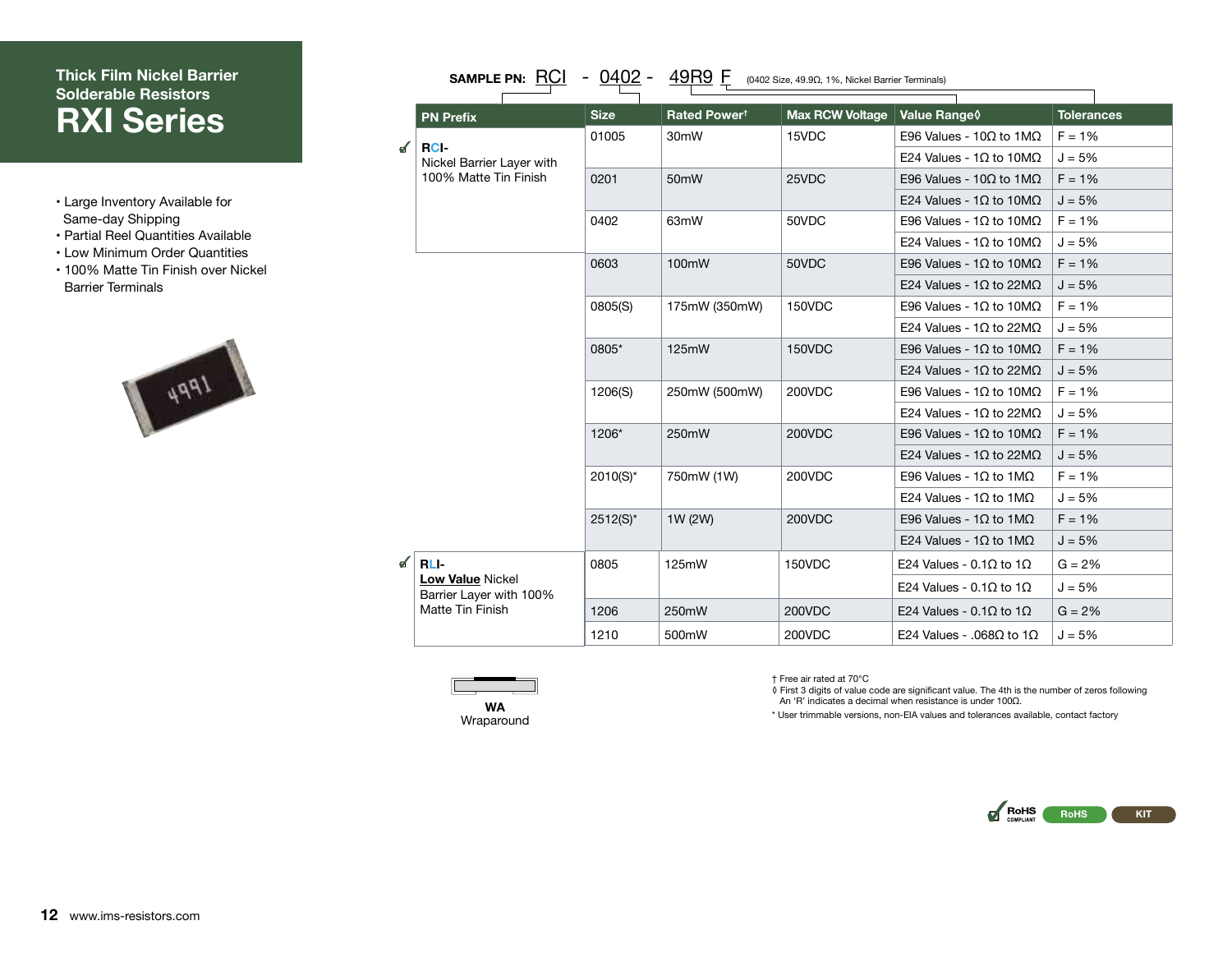Thick Film Nickel Barrier Solderable Resistors

# RXI Series

- Large Inventory Available for Same-day Shipping
- Partial Reel Quantities Available
- Low Minimum Order Quantities
- 100% Matte Tin Finish over Nickel Barrier Terminals

**SAMPLE PN:** RCI - 0402 - 49R9 F (0402 Size, 49.9Ω, 1%, Nickel Barrier Terminals)

| PN Prefix | Size | Rated Power† | Max RCW Voltage | Value Range◊ | Tolerances |
|---|---|---|---|---|---|
| **RCI-** Nickel Barrier Layer with 100% Matte Tin Finish | 01005 | 30mW | 15VDC | E96 Values - 10Ω to 1MΩ | F = 1% |
| | | | | E24 Values - 1Ω to 10MΩ | J = 5% |
| | 0201 | 50mW | 25VDC | E96 Values - 10Ω to 1MΩ | F = 1% |
| | | | | E24 Values - 1Ω to 10MΩ | J = 5% |
| | 0402 | 63mW | 50VDC | E96 Values - 1Ω to 10MΩ | F = 1% |
| | | | | E24 Values - 1Ω to 10MΩ | J = 5% |
| | 0603 | 100mW | 50VDC | E96 Values - 1Ω to 10MΩ | F = 1% |
| | | | | E24 Values - 1Ω to 22MΩ | J = 5% |
| | 0805(S) | 175mW (350mW) | 150VDC | E96 Values - 1Ω to 10MΩ | F = 1% |
| | | | | E24 Values - 1Ω to 22MΩ | J = 5% |
| | 0805* | 125mW | 150VDC | E96 Values - 1Ω to 10MΩ | F = 1% |
| | | | | E24 Values - 1Ω to 22MΩ | J = 5% |
| | 1206(S) | 250mW (500mW) | 200VDC | E96 Values - 1Ω to 10MΩ | F = 1% |
| | | | | E24 Values - 1Ω to 22MΩ | J = 5% |
| | 1206* | 250mW | 200VDC | E96 Values - 1Ω to 10MΩ | F = 1% |
| | | | | E24 Values - 1Ω to 22MΩ | J = 5% |
| | 2010(S)* | 750mW (1W) | 200VDC | E96 Values - 1Ω to 1MΩ | F = 1% |
| | | | | E24 Values - 1Ω to 1MΩ | J = 5% |
| | 2512(S)* | 1W (2W) | 200VDC | E96 Values - 1Ω to 1MΩ | F = 1% |
| | | | | E24 Values - 1Ω to 1MΩ | J = 5% |
| **RLI-** **Low Value** Nickel Barrier Layer with 100% Matte Tin Finish | 0805 | 125mW | 150VDC | E24 Values - 0.1Ω to 1Ω | G = 2% |
| | | | | E24 Values - 0.1Ω to 1Ω | J = 5% |
| | 1206 | 250mW | 200VDC | E24 Values - 0.1Ω to 1Ω | G = 2% |
| | 1210 | 500mW | 200VDC | E24 Values - .068Ω to 1Ω | J = 5% |

**WA**
Wraparound

† Free air rated at 70°C
◊ First 3 digits of value code are significant value. The 4th is the number of zeros following An 'R' indicates a decimal when resistance is under 100Ω.
* User trimmable versions, non-EIA values and tolerances available, contact factory

RoHS COMPLIANT RoHS KIT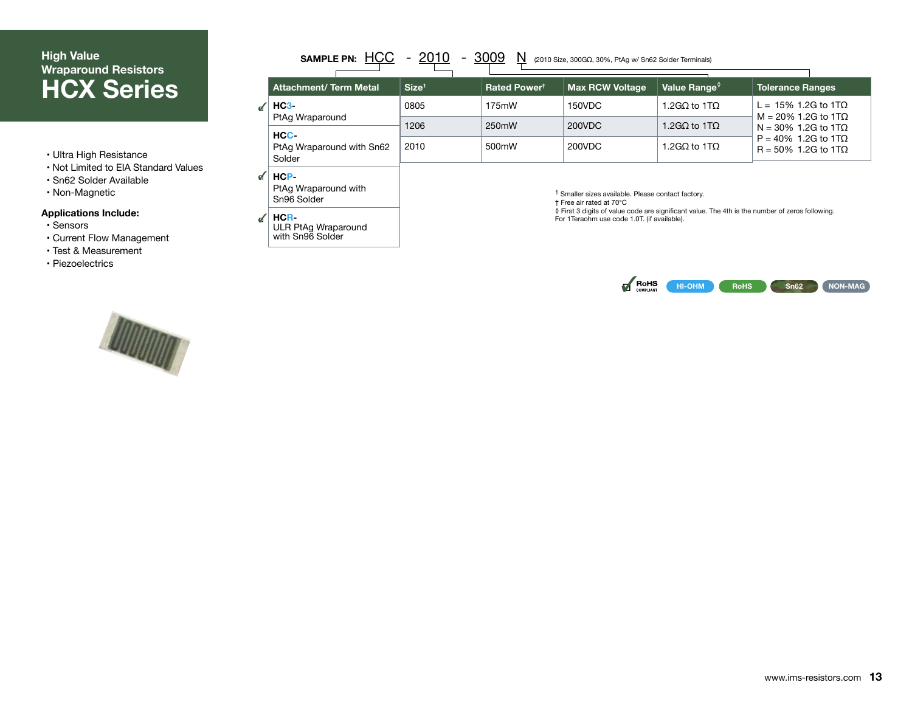# High Value Wraparound Resistors

# HCX Series

- Ultra High Resistance
- Not Limited to EIA Standard Values
- Sn62 Solder Available
- Non-Magnetic

**Applications Include:**

- Sensors
- Current Flow Management
- Test & Measurement
- Piezoelectrics

**SAMPLE PN:** HCC - 2010 - 3009 N (2010 Size, 300GΩ, 30%, PtAg w/ Sn62 Solder Terminals)

| Attachment/ Term Metal | Size[1] | Rated Power[†] | Max RCW Voltage | Value Range[◊] | Tolerance Ranges |
|---|---|---|---|---|---|
| **HC3-** PtAg Wraparound | 0805 | 175mW | 150VDC | 1.2GΩ to 1TΩ | L = 15% 1.2G to 1TΩ |
| **HCC-** PtAg Wraparound with Sn62 Solder | 1206 | 250mW | 200VDC | 1.2GΩ to 1TΩ | M = 20% 1.2G to 1TΩ |
| **HCP-** PtAg Wraparound with Sn96 Solder | 2010 | 500mW | 200VDC | 1.2GΩ to 1TΩ | N = 30% 1.2G to 1TΩ |
| **HCR-** ULR PtAg Wraparound with Sn96 Solder | | | | | P = 40% 1.2G to 1TΩ |
| | | | | | R = 50% 1.2G to 1TΩ |

[1] Smaller sizes available. Please contact factory.
† Free air rated at 70°C
◊ First 3 digits of value code are significant value. The 4th is the number of zeros following. For 1Teraohm use code 1.0T. (if available).

RoHS COMPLIANT | HI-OHM | RoHS | Sn62 | NON-MAG

www.ims-resistors.com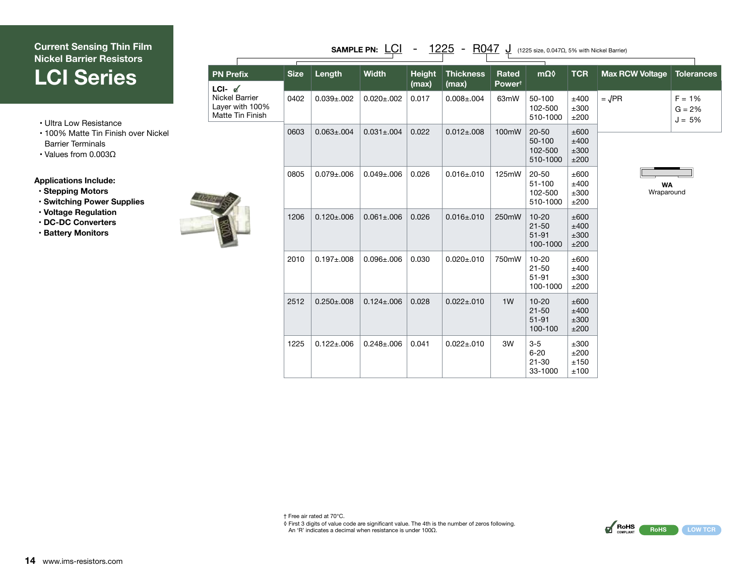## Current Sensing Thin Film Nickel Barrier Resistors

# LCI Series

- Ultra Low Resistance
- 100% Matte Tin Finish over Nickel Barrier Terminals
- Values from 0.003Ω

**Applications Include:**

- **Stepping Motors**
- **Switching Power Supplies**
- **Voltage Regulation**
- **DC-DC Converters**
- **Battery Monitors**

**SAMPLE PN:** LCI - 1225 - R047 J (1225 size, 0.047Ω, 5% with Nickel Barrier)

| PN Prefix | Size | Length | Width | Height (max) | Thickness (max) | Rated Power† | mΩ◊ | TCR | Max RCW Voltage | Tolerances |
|---|---|---|---|---|---|---|---|---|---|---|
| **LCI-** ✓ Nickel Barrier Layer with 100% Matte Tin Finish | 0402 | 0.039±.002 | 0.020±.002 | 0.017 | 0.008±.004 | 63mW | 50-100<br>102-500<br>510-1000 | ±400<br>±300<br>±200 | = √PR | F = 1%<br>G = 2%<br>J = 5% |
| | 0603 | 0.063±.004 | 0.031±.004 | 0.022 | 0.012±.008 | 100mW | 20-50<br>50-100<br>102-500<br>510-1000 | ±600<br>±400<br>±300<br>±200 | | |
| | 0805 | 0.079±.006 | 0.049±.006 | 0.026 | 0.016±.010 | 125mW | 20-50<br>51-100<br>102-500<br>510-1000 | ±600<br>±400<br>±300<br>±200 | | |
| | 1206 | 0.120±.006 | 0.061±.006 | 0.026 | 0.016±.010 | 250mW | 10-20<br>21-50<br>51-91<br>100-1000 | ±600<br>±400<br>±300<br>±200 | | |
| | 2010 | 0.197±.008 | 0.096±.006 | 0.030 | 0.020±.010 | 750mW | 10-20<br>21-50<br>51-91<br>100-1000 | ±600<br>±400<br>±300<br>±200 | | |
| | 2512 | 0.250±.008 | 0.124±.006 | 0.028 | 0.022±.010 | 1W | 10-20<br>21-50<br>51-91<br>100-100 | ±600<br>±400<br>±300<br>±200 | | |
| | 1225 | 0.122±.006 | 0.248±.006 | 0.041 | 0.022±.010 | 3W | 3-5<br>6-20<br>21-30<br>33-1000 | ±300<br>±200<br>±150<br>±100 | | |

**WA**
Wraparound

† Free air rated at 70°C.
◊ First 3 digits of value code are significant value. The 4th is the number of zeros following. An 'R' indicates a decimal when resistance is under 100Ω.

RoHS COMPLIANT · RoHS · LOW TCR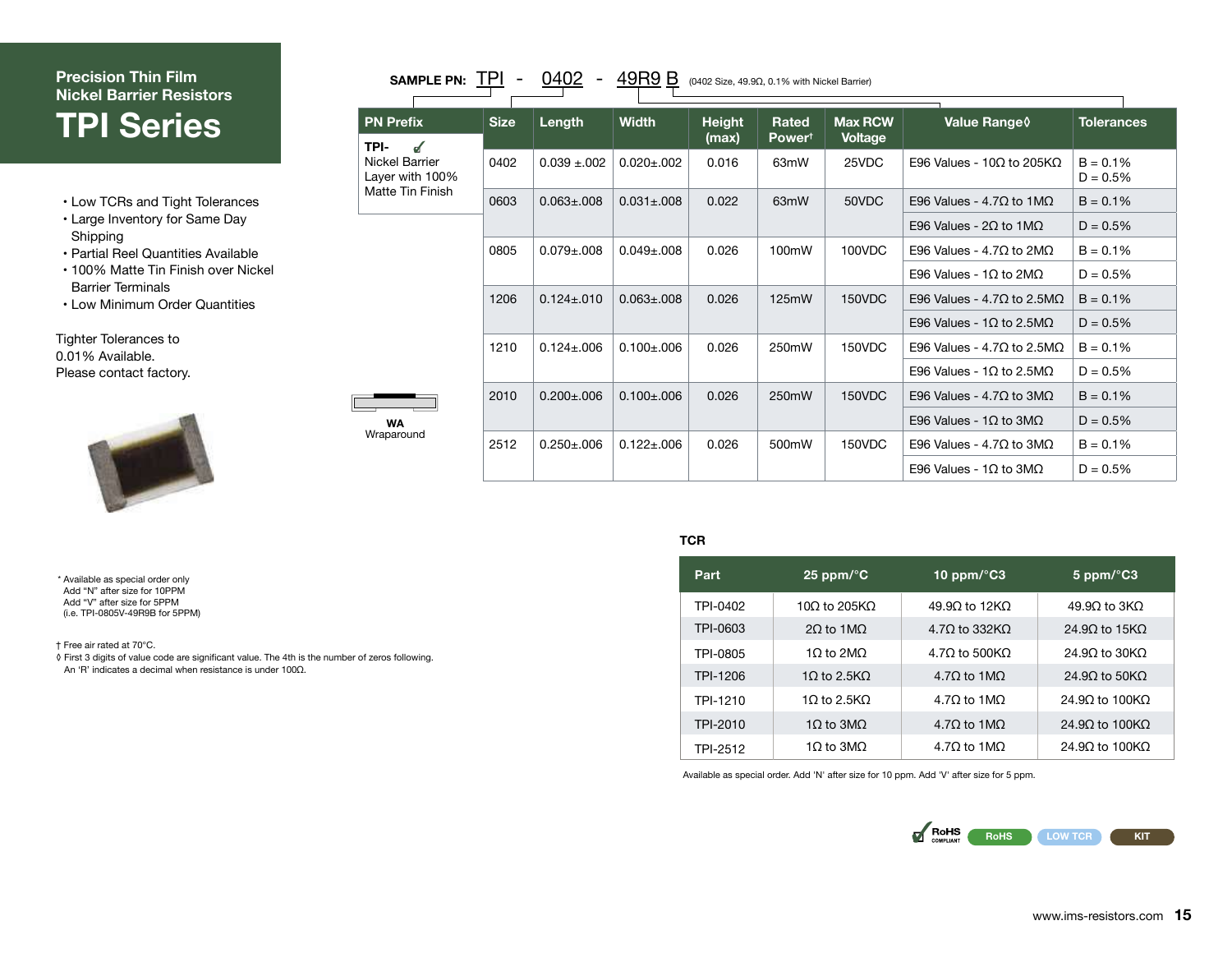# Precision Thin Film Nickel Barrier Resistors

# TPI Series

- Low TCRs and Tight Tolerances
- Large Inventory for Same Day Shipping
- Partial Reel Quantities Available
- 100% Matte Tin Finish over Nickel Barrier Terminals
- Low Minimum Order Quantities

Tighter Tolerances to 0.01% Available. Please contact factory.

**SAMPLE PN:** TPI - 0402 - 49R9 B (0402 Size, 49.9Ω, 0.1% with Nickel Barrier)

| PN Prefix | Size | Length | Width | Height (max) | Rated Power† | Max RCW Voltage | Value Range◊ | Tolerances |
|---|---|---|---|---|---|---|---|---|
| **TPI-** Nickel Barrier Layer with 100% Matte Tin Finish | 0402 | 0.039 ±.002 | 0.020±.002 | 0.016 | 63mW | 25VDC | E96 Values - 10Ω to 205KΩ | B = 0.1% D = 0.5% |
| | 0603 | 0.063±.008 | 0.031±.008 | 0.022 | 63mW | 50VDC | E96 Values - 4.7Ω to 1MΩ | B = 0.1% |
| | | | | | | | E96 Values - 2Ω to 1MΩ | D = 0.5% |
| | 0805 | 0.079±.008 | 0.049±.008 | 0.026 | 100mW | 100VDC | E96 Values - 4.7Ω to 2MΩ | B = 0.1% |
| | | | | | | | E96 Values - 1Ω to 2MΩ | D = 0.5% |
| | 1206 | 0.124±.010 | 0.063±.008 | 0.026 | 125mW | 150VDC | E96 Values - 4.7Ω to 2.5MΩ | B = 0.1% |
| | | | | | | | E96 Values - 1Ω to 2.5MΩ | D = 0.5% |
| | 1210 | 0.124±.006 | 0.100±.006 | 0.026 | 250mW | 150VDC | E96 Values - 4.7Ω to 2.5MΩ | B = 0.1% |
| | | | | | | | E96 Values - 1Ω to 2.5MΩ | D = 0.5% |
| | 2010 | 0.200±.006 | 0.100±.006 | 0.026 | 250mW | 150VDC | E96 Values - 4.7Ω to 3MΩ | B = 0.1% |
| | | | | | | | E96 Values - 1Ω to 3MΩ | D = 0.5% |
| | 2512 | 0.250±.006 | 0.122±.006 | 0.026 | 500mW | 150VDC | E96 Values - 4.7Ω to 3MΩ | B = 0.1% |
| | | | | | | | E96 Values - 1Ω to 3MΩ | D = 0.5% |

**WA**
Wraparound

### TCR

| Part | 25 ppm/°C | 10 ppm/°C3 | 5 ppm/°C3 |
|---|---|---|---|
| TPI-0402 | 10Ω to 205KΩ | 49.9Ω to 12KΩ | 49.9Ω to 3KΩ |
| TPI-0603 | 2Ω to 1MΩ | 4.7Ω to 332KΩ | 24.9Ω to 15KΩ |
| TPI-0805 | 1Ω to 2MΩ | 4.7Ω to 500KΩ | 24.9Ω to 30KΩ |
| TPI-1206 | 1Ω to 2.5KΩ | 4.7Ω to 1MΩ | 24.9Ω to 50KΩ |
| TPI-1210 | 1Ω to 2.5KΩ | 4.7Ω to 1MΩ | 24.9Ω to 100KΩ |
| TPI-2010 | 1Ω to 3MΩ | 4.7Ω to 1MΩ | 24.9Ω to 100KΩ |
| TPI-2512 | 1Ω to 3MΩ | 4.7Ω to 1MΩ | 24.9Ω to 100KΩ |

Available as special order. Add 'N' after size for 10 ppm. Add 'V' after size for 5 ppm.

\* Available as special order only
Add "N" after size for 10PPM
Add "V" after size for 5PPM
(i.e. TPI-0805V-49R9B for 5PPM)

† Free air rated at 70°C.
◊ First 3 digits of value code are significant value. The 4th is the number of zeros following. An 'R' indicates a decimal when resistance is under 100Ω.

RoHS COMPLIANT | RoHS | LOW TCR | KIT

www.ims-resistors.com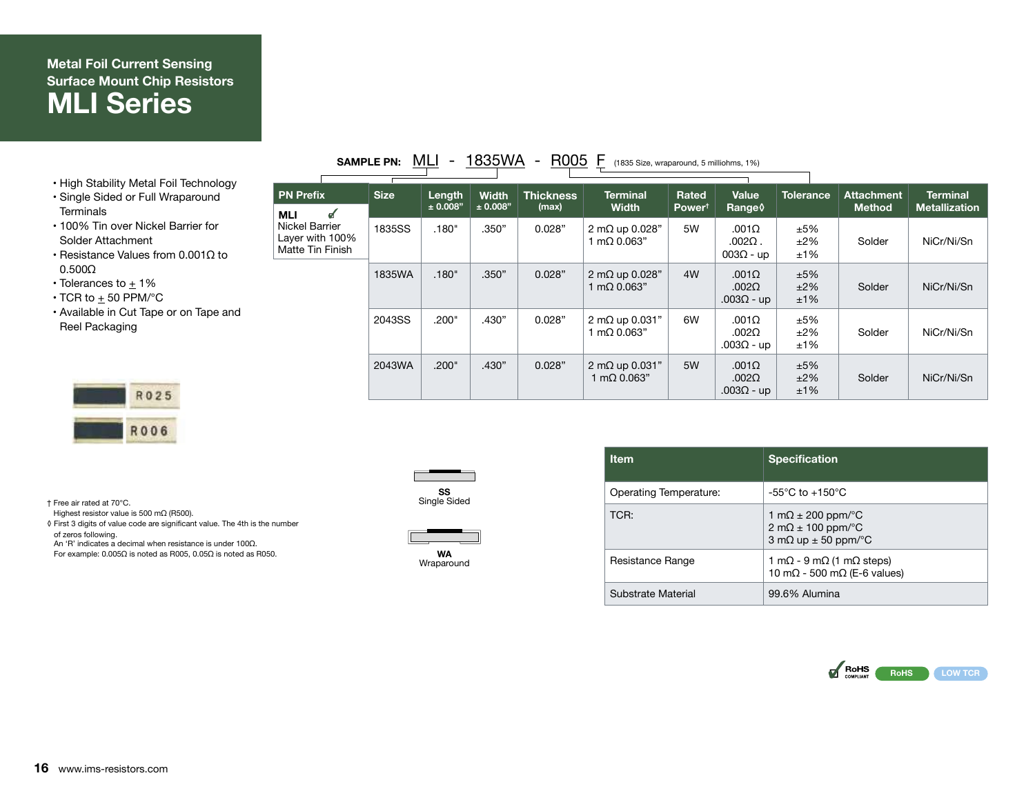# Metal Foil Current Sensing Surface Mount Chip Resistors

# MLI Series

- High Stability Metal Foil Technology
- Single Sided or Full Wraparound Terminals
- 100% Tin over Nickel Barrier for Solder Attachment
- Resistance Values from 0.001Ω to 0.500Ω
- Tolerances to ± 1%
- TCR to ± 50 PPM/°C
- Available in Cut Tape or on Tape and Reel Packaging

R025

R006

**SAMPLE PN:** MLI - 1835WA - R005 F (1835 Size, wraparound, 5 milliohms, 1%)

| PN Prefix |
|---|
| **MLI** ✓ Nickel Barrier Layer with 100% Matte Tin Finish |

| Size | Length ± 0.008" | Width ± 0.008" | Thickness (max) | Terminal Width | Rated Power† | Value Range◊ | Tolerance | Attachment Method | Terminal Metallization |
|---|---|---|---|---|---|---|---|---|---|
| 1835SS | .180" | .350" | 0.028" | 2 mΩ up 0.028"<br>1 mΩ 0.063" | 5W | .001Ω<br>.002Ω .<br>003Ω - up | ±5%<br>±2%<br>±1% | Solder | NiCr/Ni/Sn |
| 1835WA | .180" | .350" | 0.028" | 2 mΩ up 0.028"<br>1 mΩ 0.063" | 4W | .001Ω<br>.002Ω<br>.003Ω - up | ±5%<br>±2%<br>±1% | Solder | NiCr/Ni/Sn |
| 2043SS | .200" | .430" | 0.028" | 2 mΩ up 0.031"<br>1 mΩ 0.063" | 6W | .001Ω<br>.002Ω<br>.003Ω - up | ±5%<br>±2%<br>±1% | Solder | NiCr/Ni/Sn |
| 2043WA | .200" | .430" | 0.028" | 2 mΩ up 0.031"<br>1 mΩ 0.063" | 5W | .001Ω<br>.002Ω<br>.003Ω - up | ±5%<br>±2%<br>±1% | Solder | NiCr/Ni/Sn |

† Free air rated at 70°C.
Highest resistor value is 500 mΩ (R500).
◊ First 3 digits of value code are significant value. The 4th is the number of zeros following.
An 'R' indicates a decimal when resistance is under 100Ω.
For example: 0.005Ω is noted as R005, 0.05Ω is noted as R050.

**SS**
Single Sided

**WA**
Wraparound

| Item | Specification |
|---|---|
| Operating Temperature: | -55°C to +150°C |
| TCR: | 1 mΩ ± 200 ppm/°C<br>2 mΩ ± 100 ppm/°C<br>3 mΩ up ± 50 ppm/°C |
| Resistance Range | 1 mΩ - 9 mΩ (1 mΩ steps)<br>10 mΩ - 500 mΩ (E-6 values) |
| Substrate Material | 99.6% Alumina |

RoHS COMPLIANT | RoHS | LOW TCR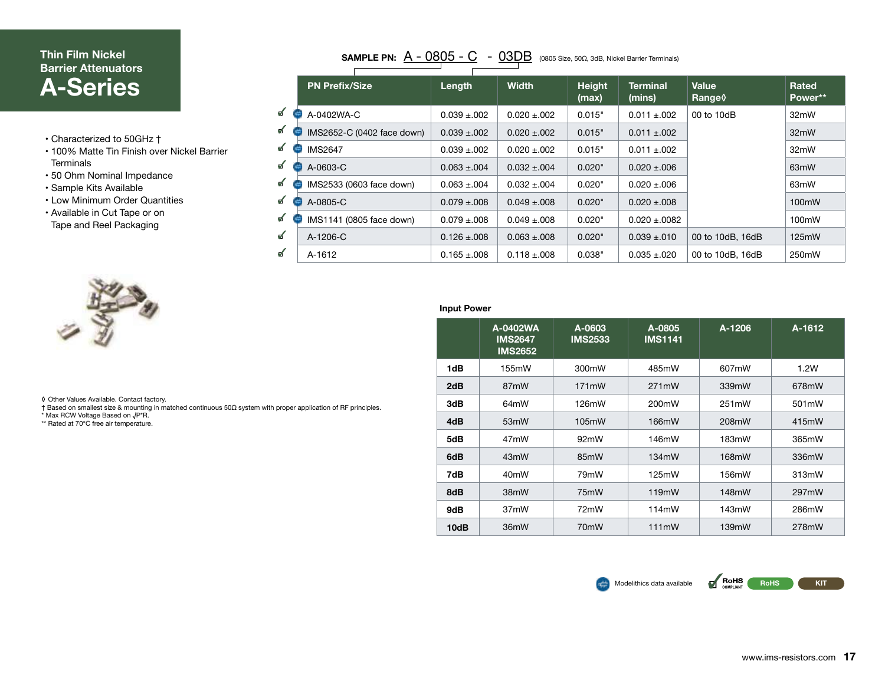## Thin Film Nickel Barrier Attenuators

# A-Series

- Characterized to 50GHz †
- 100% Matte Tin Finish over Nickel Barrier Terminals
- 50 Ohm Nominal Impedance
- Sample Kits Available
- Low Minimum Order Quantities
- Available in Cut Tape or on Tape and Reel Packaging

**SAMPLE PN:** A - 0805 - C - 03DB (0805 Size, 50Ω, 3dB, Nickel Barrier Terminals)

| PN Prefix/Size | Length | Width | Height (max) | Terminal (mins) | Value Range◊ | Rated Power** |
|---|---|---|---|---|---|---|
| A-0402WA-C | 0.039 ±.002 | 0.020 ±.002 | 0.015" | 0.011 ±.002 | 00 to 10dB | 32mW |
| IMS2652-C (0402 face down) | 0.039 ±.002 | 0.020 ±.002 | 0.015" | 0.011 ±.002 | | 32mW |
| IMS2647 | 0.039 ±.002 | 0.020 ±.002 | 0.015" | 0.011 ±.002 | | 32mW |
| A-0603-C | 0.063 ±.004 | 0.032 ±.004 | 0.020" | 0.020 ±.006 | | 63mW |
| IMS2533 (0603 face down) | 0.063 ±.004 | 0.032 ±.004 | 0.020" | 0.020 ±.006 | | 63mW |
| A-0805-C | 0.079 ±.008 | 0.049 ±.008 | 0.020" | 0.020 ±.008 | | 100mW |
| IMS1141 (0805 face down) | 0.079 ±.008 | 0.049 ±.008 | 0.020" | 0.020 ±.0082 | | 100mW |
| A-1206-C | 0.126 ±.008 | 0.063 ±.008 | 0.020" | 0.039 ±.010 | 00 to 10dB, 16dB | 125mW |
| A-1612 | 0.165 ±.008 | 0.118 ±.008 | 0.038" | 0.035 ±.020 | 00 to 10dB, 16dB | 250mW |

**Input Power**

| | A-0402WA IMS2647 IMS2652 | A-0603 IMS2533 | A-0805 IMS1141 | A-1206 | A-1612 |
|---|---|---|---|---|---|
| **1dB** | 155mW | 300mW | 485mW | 607mW | 1.2W |
| **2dB** | 87mW | 171mW | 271mW | 339mW | 678mW |
| **3dB** | 64mW | 126mW | 200mW | 251mW | 501mW |
| **4dB** | 53mW | 105mW | 166mW | 208mW | 415mW |
| **5dB** | 47mW | 92mW | 146mW | 183mW | 365mW |
| **6dB** | 43mW | 85mW | 134mW | 168mW | 336mW |
| **7dB** | 40mW | 79mW | 125mW | 156mW | 313mW |
| **8dB** | 38mW | 75mW | 119mW | 148mW | 297mW |
| **9dB** | 37mW | 72mW | 114mW | 143mW | 286mW |
| **10dB** | 36mW | 70mW | 111mW | 139mW | 278mW |

◊ Other Values Available. Contact factory.
† Based on smallest size & mounting in matched continuous 50Ω system with proper application of RF principles.
* Max RCW Voltage Based on $\sqrt{P*R}$.
** Rated at 70°C free air temperature.

Modelithics data available   RoHS COMPLIANT   RoHS   KIT

www.ims-resistors.com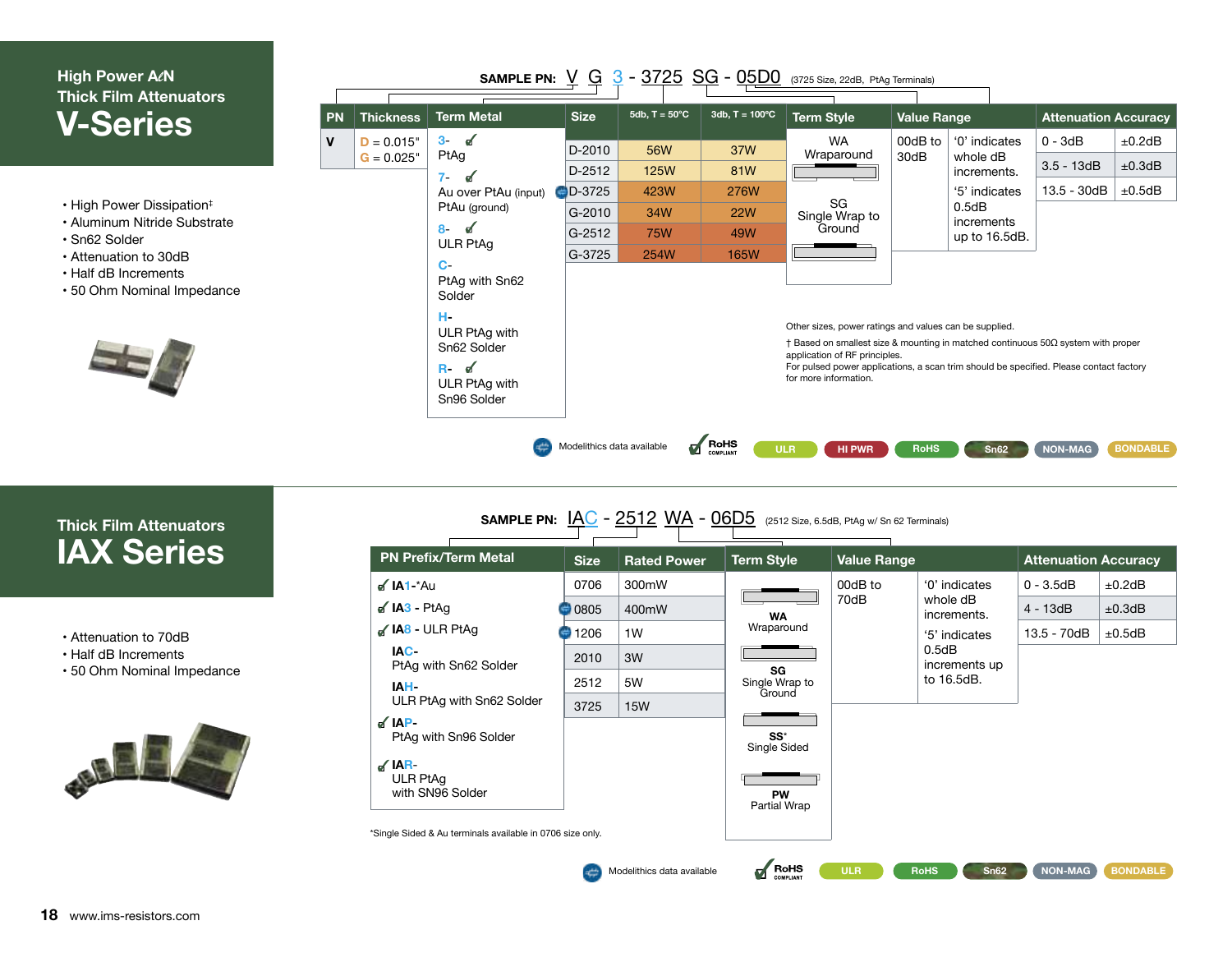# High Power AℓN Thick Film Attenuators

# V-Series

- High Power Dissipation‡
- Aluminum Nitride Substrate
- Sn62 Solder
- Attenuation to 30dB
- Half dB Increments
- 50 Ohm Nominal Impedance

**SAMPLE PN:** V G 3 - 3725 SG - 05D0 (3725 Size, 22dB, PtAg Terminals)

| PN | Thickness | Term Metal |
|---|---|---|
| V | D = 0.015" G = 0.025" | 3- ✓ PtAg; 7- ✓ Au over PtAu (input) PtAu (ground); 8- ✓ ULR PtAg; C- PtAg with Sn62 Solder; H- ULR PtAg with Sn62 Solder; R- ✓ ULR PtAg with Sn96 Solder |

| Size | 5db, T = 50°C | 3db, T = 100°C |
|---|---|---|
| D-2010 | 56W | 37W |
| D-2512 | 125W | 81W |
| D-3725 | 423W | 276W |
| G-2010 | 34W | 22W |
| G-2512 | 75W | 49W |
| G-3725 | 254W | 165W |

| Term Style |
|---|
| WA Wraparound |
| SG Single Wrap to Ground |

| Value Range | |
|---|---|
| 00dB to 30dB | '0' indicates whole dB increments. '5' indicates 0.5dB increments up to 16.5dB. |

| Attenuation Accuracy | |
|---|---|
| 0 - 3dB | ±0.2dB |
| 3.5 - 13dB | ±0.3dB |
| 13.5 - 30dB | ±0.5dB |

Other sizes, power ratings and values can be supplied.

† Based on smallest size & mounting in matched continuous 50Ω system with proper application of RF principles.
For pulsed power applications, a scan trim should be specified. Please contact factory for more information.

Modelithics data available — RoHS COMPLIANT — ULR, HI PWR, RoHS, Sn62, NON-MAG, BONDABLE

# Thick Film Attenuators

# IAX Series

- Attenuation to 70dB
- Half dB Increments
- 50 Ohm Nominal Impedance

**SAMPLE PN:** IAC - 2512 WA - 06D5 (2512 Size, 6.5dB, PtAg w/ Sn 62 Terminals)

| PN Prefix/Term Metal |
|---|
| ✓ IA1-*Au |
| ✓ IA3 - PtAg |
| ✓ IA8 - ULR PtAg |
| IAC- PtAg with Sn62 Solder |
| IAH- ULR PtAg with Sn62 Solder |
| ✓ IAP- PtAg with Sn96 Solder |
| ✓ IAR- ULR PtAg with SN96 Solder |

| Size | Rated Power |
|---|---|
| 0706 | 300mW |
| 0805 | 400mW |
| 1206 | 1W |
| 2010 | 3W |
| 2512 | 5W |
| 3725 | 15W |

| Term Style |
|---|
| WA Wraparound |
| SG Single Wrap to Ground |
| SS* Single Sided |
| PW Partial Wrap |

| Value Range | |
|---|---|
| 00dB to 70dB | '0' indicates whole dB increments. '5' indicates 0.5dB increments up to 16.5dB. |

| Attenuation Accuracy | |
|---|---|
| 0 - 3.5dB | ±0.2dB |
| 4 - 13dB | ±0.3dB |
| 13.5 - 70dB | ±0.5dB |

*Single Sided & Au terminals available in 0706 size only.

Modelithics data available — RoHS COMPLIANT — ULR, RoHS, Sn62, NON-MAG, BONDABLE

www.ims-resistors.com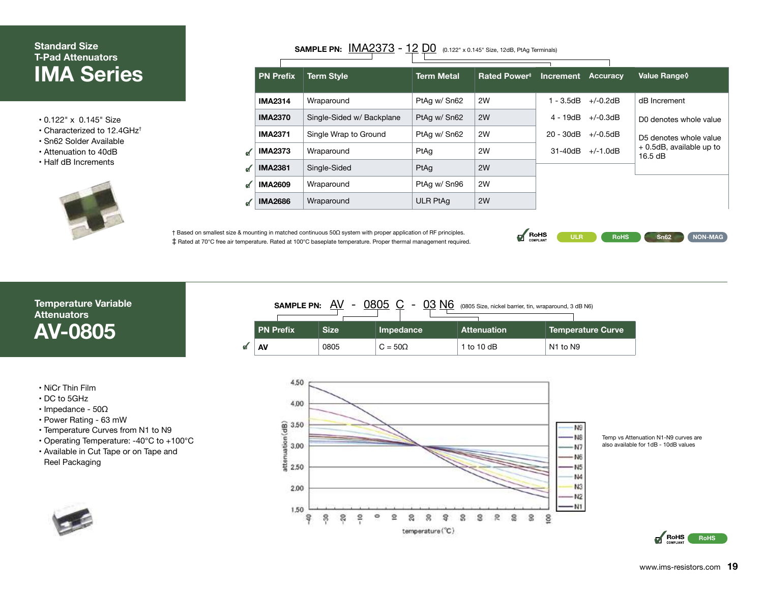## Standard Size T-Pad Attenuators

# IMA Series

- 0.122" x 0.145" Size
- Characterized to 12.4GHz†
- Sn62 Solder Available
- Attenuation to 40dB
- Half dB Increments

**SAMPLE PN:** IMA2373 - 12 D0 (0.122" x 0.145" Size, 12dB, PtAg Terminals)

| PN Prefix | Term Style | Term Metal | Rated Power‡ | Increment | Accuracy | Value Range◊ |
|---|---|---|---|---|---|---|
| IMA2314 | Wraparound | PtAg w/ Sn62 | 2W | 1 - 3.5dB | +/-0.2dB | dB Increment |
| IMA2370 | Single-Sided w/ Backplane | PtAg w/ Sn62 | 2W | 4 - 19dB | +/-0.3dB | D0 denotes whole value |
| IMA2371 | Single Wrap to Ground | PtAg w/ Sn62 | 2W | 20 - 30dB | +/-0.5dB | D5 denotes whole value + 0.5dB, available up to 16.5 dB |
| ✓ IMA2373 | Wraparound | PtAg | 2W | 31-40dB | +/-1.0dB | |
| ✓ IMA2381 | Single-Sided | PtAg | 2W | | | |
| ✓ IMA2609 | Wraparound | PtAg w/ Sn96 | 2W | | | |
| ✓ IMA2686 | Wraparound | ULR PtAg | 2W | | | |

† Based on smallest size & mounting in matched continuous 50Ω system with proper application of RF principles.
‡ Rated at 70°C free air temperature. Rated at 100°C baseplate temperature. Proper thermal management required.

RoHS COMPLIANT ULR RoHS Sn62 NON-MAG

## Temperature Variable Attenuators

# AV-0805

- NiCr Thin Film
- DC to 5GHz
- Impedance - 50Ω
- Power Rating - 63 mW
- Temperature Curves from N1 to N9
- Operating Temperature: -40°C to +100°C
- Available in Cut Tape or on Tape and Reel Packaging

**SAMPLE PN:** AV - 0805 C - 03 N6 (0805 Size, nickel barrier, tin, wraparound, 3 dB N6)

| PN Prefix | Size | Impedance | Attenuation | Temperature Curve |
|---|---|---|---|---|
| ✓ AV | 0805 | C = 50Ω | 1 to 10 dB | N1 to N9 |

4.50
4.00
3.50
3.00
2.50
2.00
1.50
attenuation (dB)
-40 -30 -20 -10 0 10 20 30 40 50 60 70 80 90 100
temperature (°C)
N9 N8 N7 N6 N5 N4 N3 N2 N1

Temp vs Attenuation N1-N9 curves are also available for 1dB - 10dB values

RoHS COMPLIANT RoHS

www.ims-resistors.com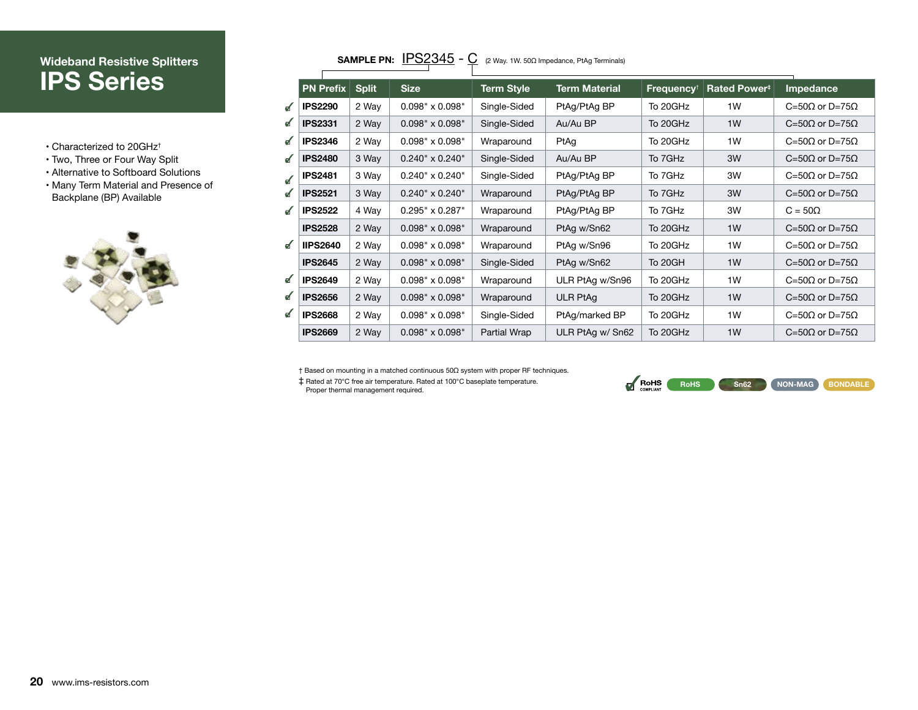## Wideband Resistive Splitters

# IPS Series

- Characterized to 20GHz†
- Two, Three or Four Way Split
- Alternative to Softboard Solutions
- Many Term Material and Presence of Backplane (BP) Available

**SAMPLE PN:** IPS2345 - C (2 Way. 1W. 50Ω Impedance, PtAg Terminals)

| | PN Prefix | Split | Size | Term Style | Term Material | Frequency† | Rated Power‡ | Impedance |
|---|---|---|---|---|---|---|---|---|
| ✓ | **IPS2290** | 2 Way | 0.098" x 0.098" | Single-Sided | PtAg/PtAg BP | To 20GHz | 1W | C=50Ω or D=75Ω |
| ✓ | **IPS2331** | 2 Way | 0.098" x 0.098" | Single-Sided | Au/Au BP | To 20GHz | 1W | C=50Ω or D=75Ω |
| ✓ | **IPS2346** | 2 Way | 0.098" x 0.098" | Wraparound | PtAg | To 20GHz | 1W | C=50Ω or D=75Ω |
| ✓ | **IPS2480** | 3 Way | 0.240" x 0.240" | Single-Sided | Au/Au BP | To 7GHz | 3W | C=50Ω or D=75Ω |
| ✓ | **IPS2481** | 3 Way | 0.240" x 0.240" | Single-Sided | PtAg/PtAg BP | To 7GHz | 3W | C=50Ω or D=75Ω |
| ✓ | **IPS2521** | 3 Way | 0.240" x 0.240" | Wraparound | PtAg/PtAg BP | To 7GHz | 3W | C=50Ω or D=75Ω |
| ✓ | **IPS2522** | 4 Way | 0.295" x 0.287" | Wraparound | PtAg/PtAg BP | To 7GHz | 3W | C = 50Ω |
| | **IPS2528** | 2 Way | 0.098" x 0.098" | Wraparound | PtAg w/Sn62 | To 20GHz | 1W | C=50Ω or D=75Ω |
| ✓ | **IIPS2640** | 2 Way | 0.098" x 0.098" | Wraparound | PtAg w/Sn96 | To 20GHz | 1W | C=50Ω or D=75Ω |
| | **IPS2645** | 2 Way | 0.098" x 0.098" | Single-Sided | PtAg w/Sn62 | To 20GH | 1W | C=50Ω or D=75Ω |
| ✓ | **IPS2649** | 2 Way | 0.098" x 0.098" | Wraparound | ULR PtAg w/Sn96 | To 20GHz | 1W | C=50Ω or D=75Ω |
| ✓ | **IPS2656** | 2 Way | 0.098" x 0.098" | Wraparound | ULR PtAg | To 20GHz | 1W | C=50Ω or D=75Ω |
| ✓ | **IPS2668** | 2 Way | 0.098" x 0.098" | Single-Sided | PtAg/marked BP | To 20GHz | 1W | C=50Ω or D=75Ω |
| | **IPS2669** | 2 Way | 0.098" x 0.098" | Partial Wrap | ULR PtAg w/ Sn62 | To 20GHz | 1W | C=50Ω or D=75Ω |

† Based on mounting in a matched continuous 50Ω system with proper RF techniques.

‡ Rated at 70°C free air temperature. Rated at 100°C baseplate temperature. Proper thermal management required.

RoHS COMPLIANT | RoHS | Sn62 | NON-MAG | BONDABLE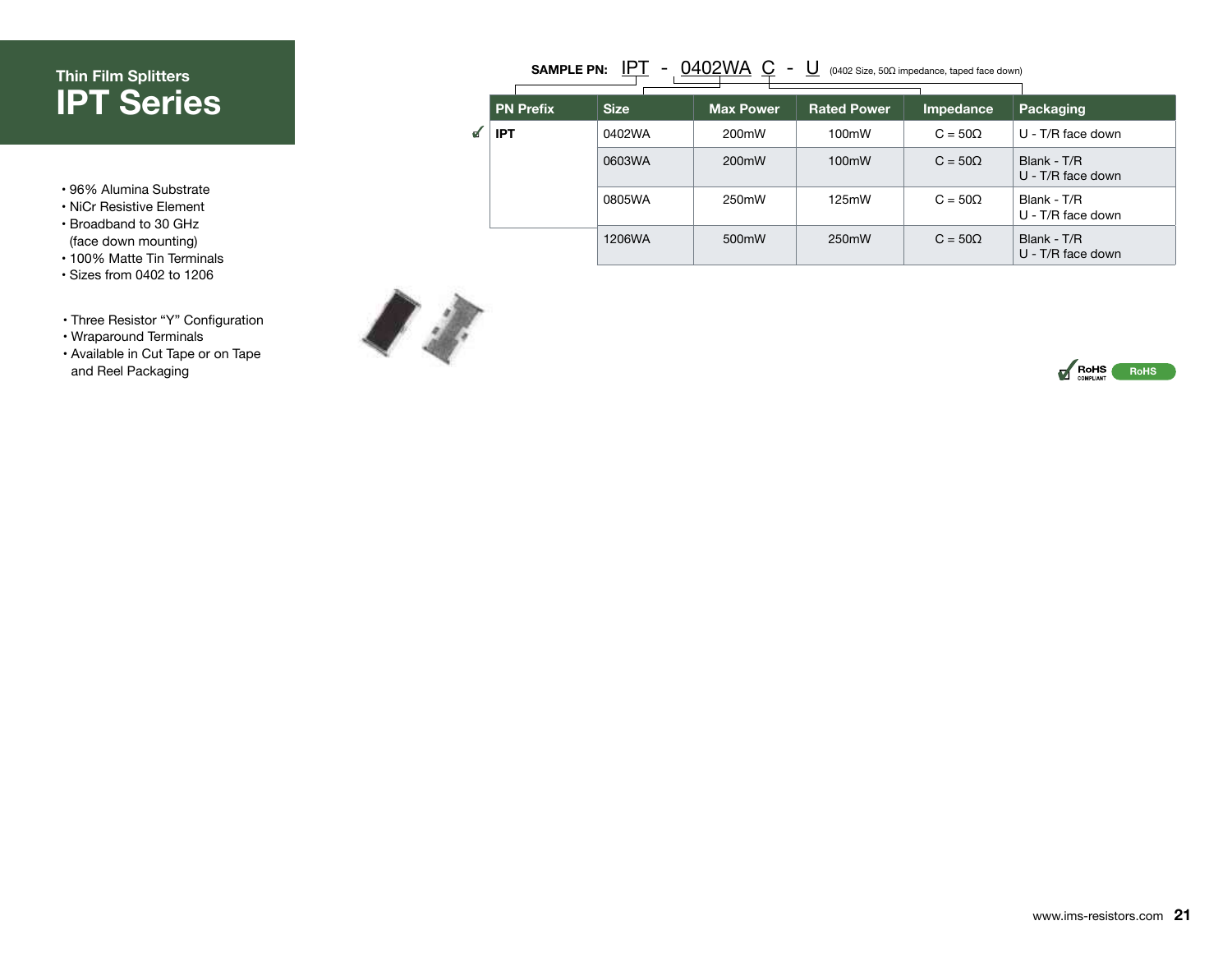Thin Film Splitters

# IPT Series

- 96% Alumina Substrate
- NiCr Resistive Element
- Broadband to 30 GHz (face down mounting)
- 100% Matte Tin Terminals
- Sizes from 0402 to 1206

- Three Resistor “Y” Configuration
- Wraparound Terminals
- Available in Cut Tape or on Tape and Reel Packaging

**SAMPLE PN:** IPT - 0402WA C - U (0402 Size, 50Ω impedance, taped face down)

| PN Prefix | Size | Max Power | Rated Power | Impedance | Packaging |
|---|---|---|---|---|---|
| **IPT** | 0402WA | 200mW | 100mW | C = 50Ω | U - T/R face down |
| | 0603WA | 200mW | 100mW | C = 50Ω | Blank - T/R<br>U - T/R face down |
| | 0805WA | 250mW | 125mW | C = 50Ω | Blank - T/R<br>U - T/R face down |
| | 1206WA | 500mW | 250mW | C = 50Ω | Blank - T/R<br>U - T/R face down |

RoHS COMPLIANT RoHS

www.ims-resistors.com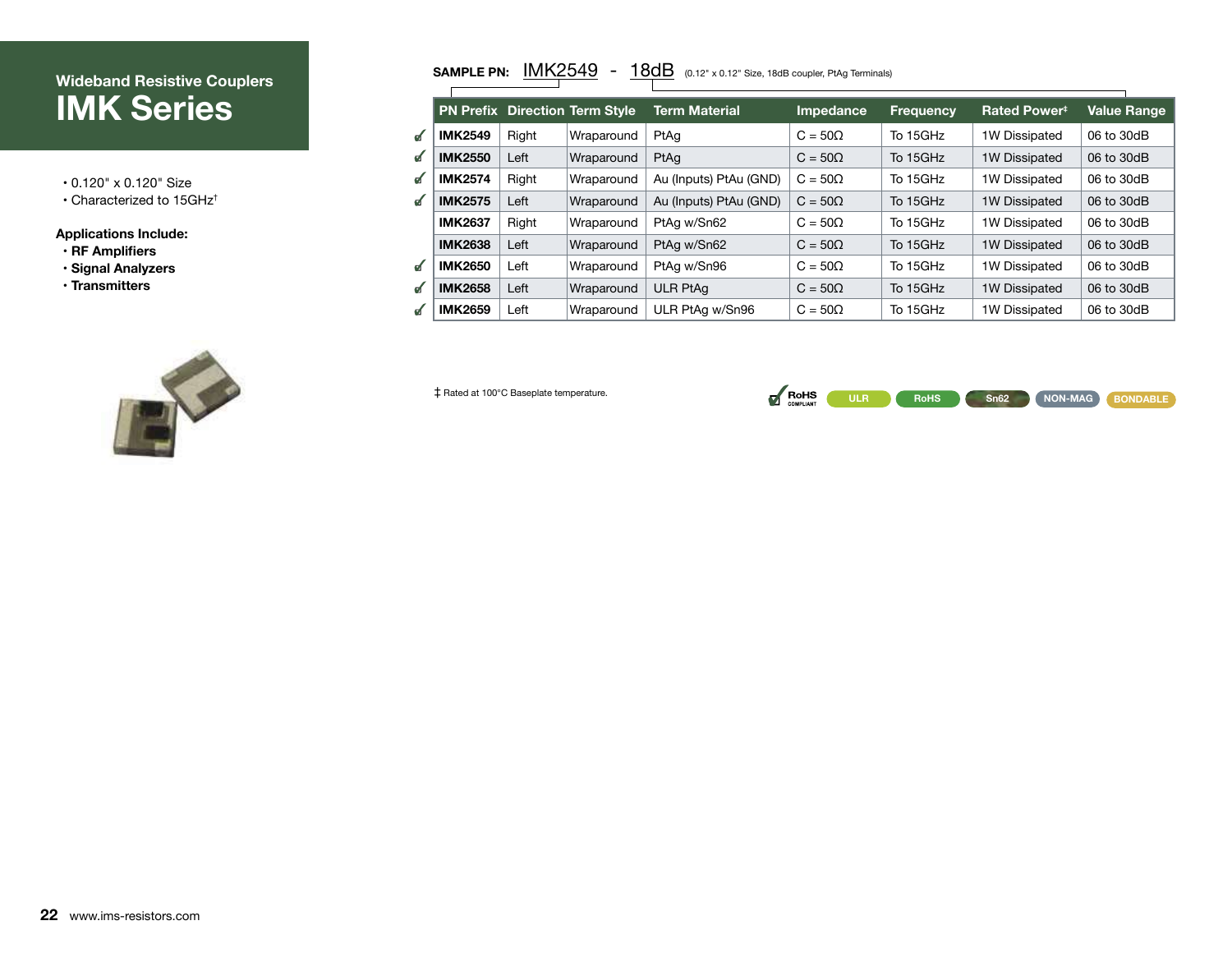## Wideband Resistive Couplers

# IMK Series

- 0.120" x 0.120" Size
- Characterized to 15GHz†

**Applications Include:**

- **RF Amplifiers**
- **Signal Analyzers**
- **Transmitters**

**SAMPLE PN:** IMK2549 - 18dB (0.12" x 0.12" Size, 18dB coupler, PtAg Terminals)

| | PN Prefix | Direction | Term Style | Term Material | Impedance | Frequency | Rated Power‡ | Value Range |
|---|---|---|---|---|---|---|---|---|
| ✓ | **IMK2549** | Right | Wraparound | PtAg | C = 50Ω | To 15GHz | 1W Dissipated | 06 to 30dB |
| ✓ | **IMK2550** | Left | Wraparound | PtAg | C = 50Ω | To 15GHz | 1W Dissipated | 06 to 30dB |
| ✓ | **IMK2574** | Right | Wraparound | Au (Inputs) PtAu (GND) | C = 50Ω | To 15GHz | 1W Dissipated | 06 to 30dB |
| ✓ | **IMK2575** | Left | Wraparound | Au (Inputs) PtAu (GND) | C = 50Ω | To 15GHz | 1W Dissipated | 06 to 30dB |
| | **IMK2637** | Right | Wraparound | PtAg w/Sn62 | C = 50Ω | To 15GHz | 1W Dissipated | 06 to 30dB |
| | **IMK2638** | Left | Wraparound | PtAg w/Sn62 | C = 50Ω | To 15GHz | 1W Dissipated | 06 to 30dB |
| ✓ | **IMK2650** | Left | Wraparound | PtAg w/Sn96 | C = 50Ω | To 15GHz | 1W Dissipated | 06 to 30dB |
| ✓ | **IMK2658** | Left | Wraparound | ULR PtAg | C = 50Ω | To 15GHz | 1W Dissipated | 06 to 30dB |
| ✓ | **IMK2659** | Left | Wraparound | ULR PtAg w/Sn96 | C = 50Ω | To 15GHz | 1W Dissipated | 06 to 30dB |

‡ Rated at 100°C Baseplate temperature.

RoHS COMPLIANT ULR RoHS Sn62 NON-MAG BONDABLE

www.ims-resistors.com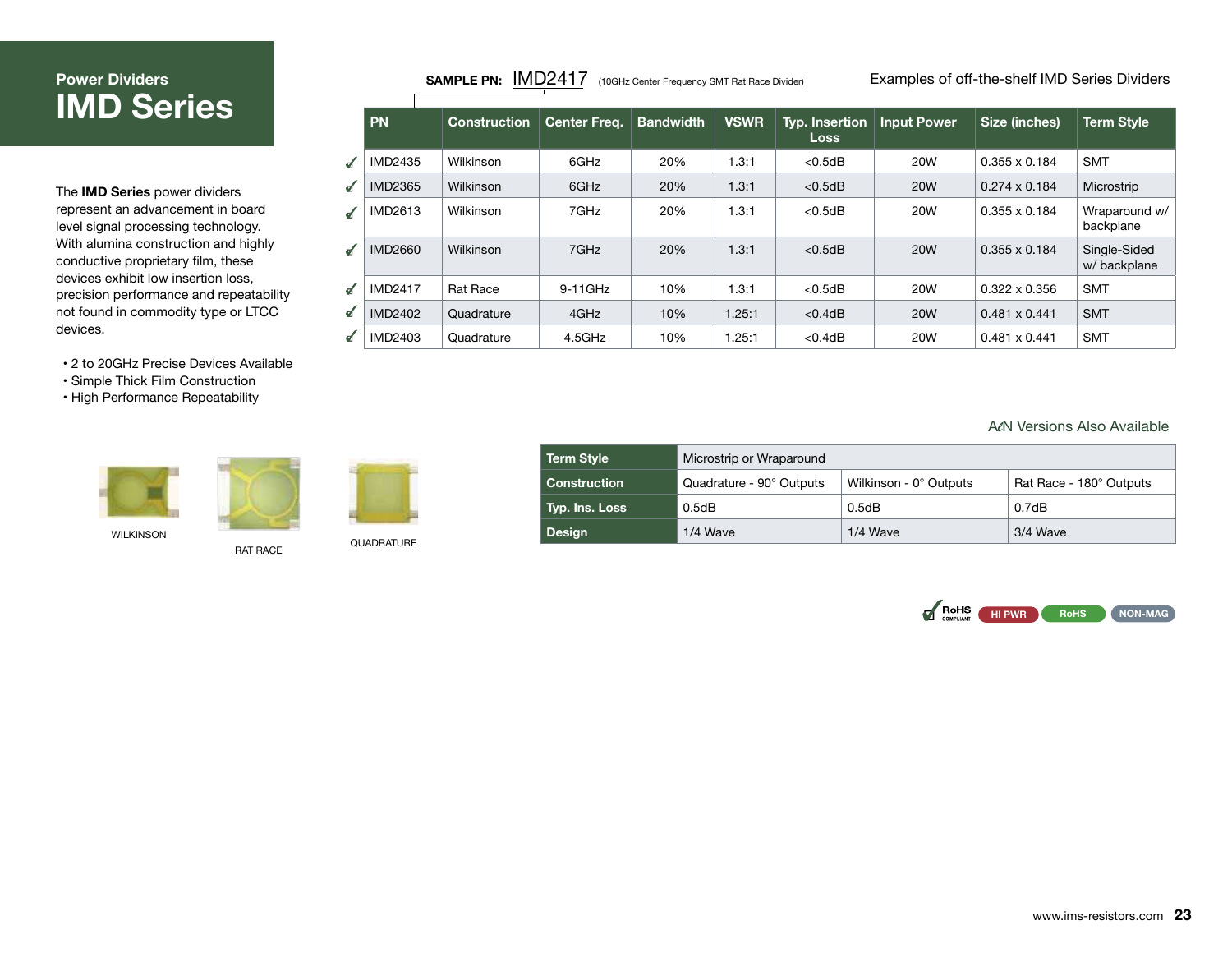## Power Dividers

# IMD Series

The **IMD Series** power dividers represent an advancement in board level signal processing technology. With alumina construction and highly conductive proprietary film, these devices exhibit low insertion loss, precision performance and repeatability not found in commodity type or LTCC devices.

- 2 to 20GHz Precise Devices Available
- Simple Thick Film Construction
- High Performance Repeatability

**SAMPLE PN:** IMD2417 (10GHz Center Frequency SMT Rat Race Divider)

Examples of off-the-shelf IMD Series Dividers

| PN | Construction | Center Freq. | Bandwidth | VSWR | Typ. Insertion Loss | Input Power | Size (inches) | Term Style |
|---|---|---|---|---|---|---|---|---|
| IMD2435 | Wilkinson | 6GHz | 20% | 1.3:1 | <0.5dB | 20W | 0.355 x 0.184 | SMT |
| IMD2365 | Wilkinson | 6GHz | 20% | 1.3:1 | <0.5dB | 20W | 0.274 x 0.184 | Microstrip |
| IMD2613 | Wilkinson | 7GHz | 20% | 1.3:1 | <0.5dB | 20W | 0.355 x 0.184 | Wraparound w/ backplane |
| IMD2660 | Wilkinson | 7GHz | 20% | 1.3:1 | <0.5dB | 20W | 0.355 x 0.184 | Single-Sided w/ backplane |
| IMD2417 | Rat Race | 9-11GHz | 10% | 1.3:1 | <0.5dB | 20W | 0.322 x 0.356 | SMT |
| IMD2402 | Quadrature | 4GHz | 10% | 1.25:1 | <0.4dB | 20W | 0.481 x 0.441 | SMT |
| IMD2403 | Quadrature | 4.5GHz | 10% | 1.25:1 | <0.4dB | 20W | 0.481 x 0.441 | SMT |

AlN Versions Also Available

WILKINSON

RAT RACE

QUADRATURE

| | | | |
|---|---|---|---|
| **Term Style** | Microstrip or Wraparound | | |
| **Construction** | Quadrature - 90° Outputs | Wilkinson - 0° Outputs | Rat Race - 180° Outputs |
| **Typ. Ins. Loss** | 0.5dB | 0.5dB | 0.7dB |
| **Design** | 1/4 Wave | 1/4 Wave | 3/4 Wave |

RoHS COMPLIANT | HI PWR | RoHS | NON-MAG

www.ims-resistors.com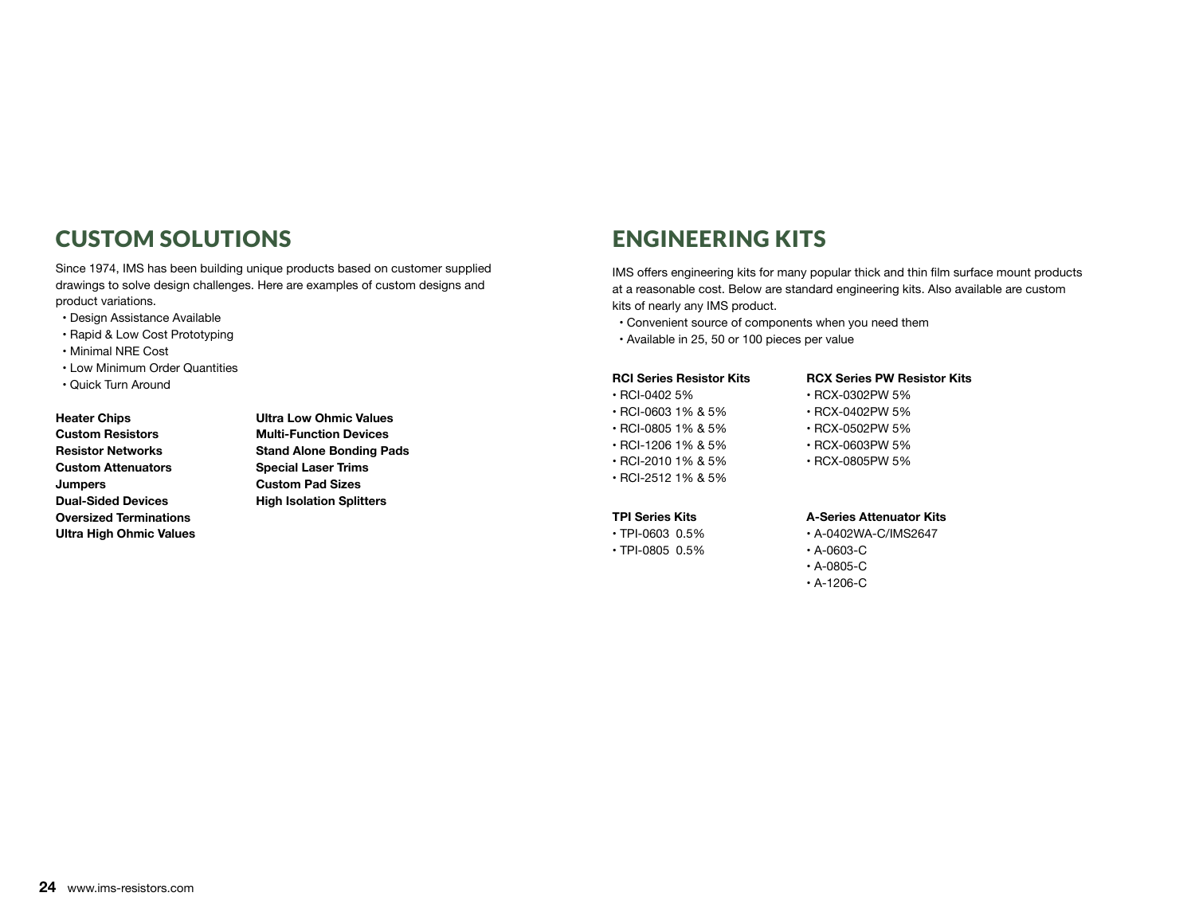## CUSTOM SOLUTIONS

Since 1974, IMS has been building unique products based on customer supplied drawings to solve design challenges. Here are examples of custom designs and product variations.

- Design Assistance Available
- Rapid & Low Cost Prototyping
- Minimal NRE Cost
- Low Minimum Order Quantities
- Quick Turn Around

**Heater Chips**
**Custom Resistors**
**Resistor Networks**
**Custom Attenuators**
**Jumpers**
**Dual-Sided Devices**
**Oversized Terminations**
**Ultra High Ohmic Values**
**Ultra Low Ohmic Values**
**Multi-Function Devices**
**Stand Alone Bonding Pads**
**Special Laser Trims**
**Custom Pad Sizes**
**High Isolation Splitters**

## ENGINEERING KITS

IMS offers engineering kits for many popular thick and thin film surface mount products at a reasonable cost. Below are standard engineering kits. Also available are custom kits of nearly any IMS product.

- Convenient source of components when you need them
- Available in 25, 50 or 100 pieces per value

**RCI Series Resistor Kits**

- RCI-0402 5%
- RCI-0603 1% & 5%
- RCI-0805 1% & 5%
- RCI-1206 1% & 5%
- RCI-2010 1% & 5%
- RCI-2512 1% & 5%

**RCX Series PW Resistor Kits**

- RCX-0302PW 5%
- RCX-0402PW 5%
- RCX-0502PW 5%
- RCX-0603PW 5%
- RCX-0805PW 5%

**TPI Series Kits**

- TPI-0603 0.5%
- TPI-0805 0.5%

**A-Series Attenuator Kits**

- A-0402WA-C/IMS2647
- A-0603-C
- A-0805-C
- A-1206-C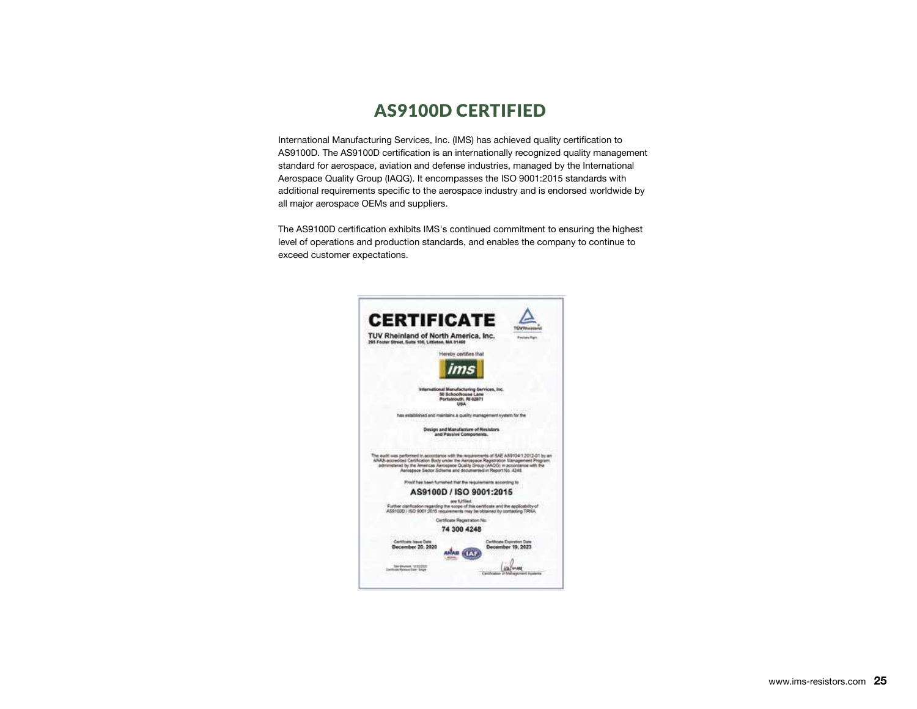# AS9100D CERTIFIED

International Manufacturing Services, Inc. (IMS) has achieved quality certification to AS9100D. The AS9100D certification is an internationally recognized quality management standard for aerospace, aviation and defense industries, managed by the International Aerospace Quality Group (IAQG). It encompasses the ISO 9001:2015 standards with additional requirements specific to the aerospace industry and is endorsed worldwide by all major aerospace OEMs and suppliers.

The AS9100D certification exhibits IMS's continued commitment to ensuring the highest level of operations and production standards, and enables the company to continue to exceed customer expectations.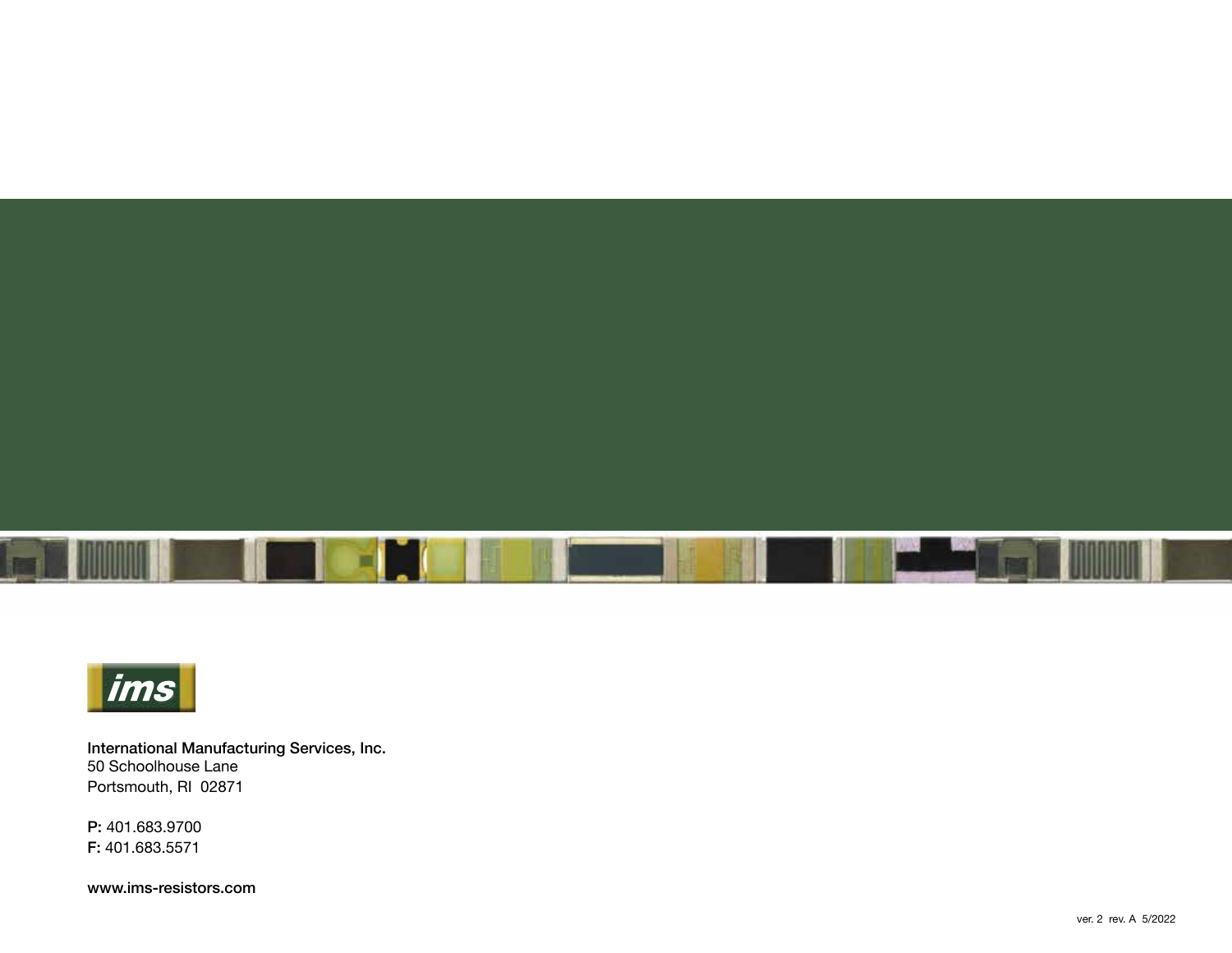ims

**International Manufacturing Services, Inc.**
50 Schoolhouse Lane
Portsmouth, RI  02871

**P:** 401.683.9700
**F:** 401.683.5571

**www.ims-resistors.com**

ver. 2  rev. A  5/2022